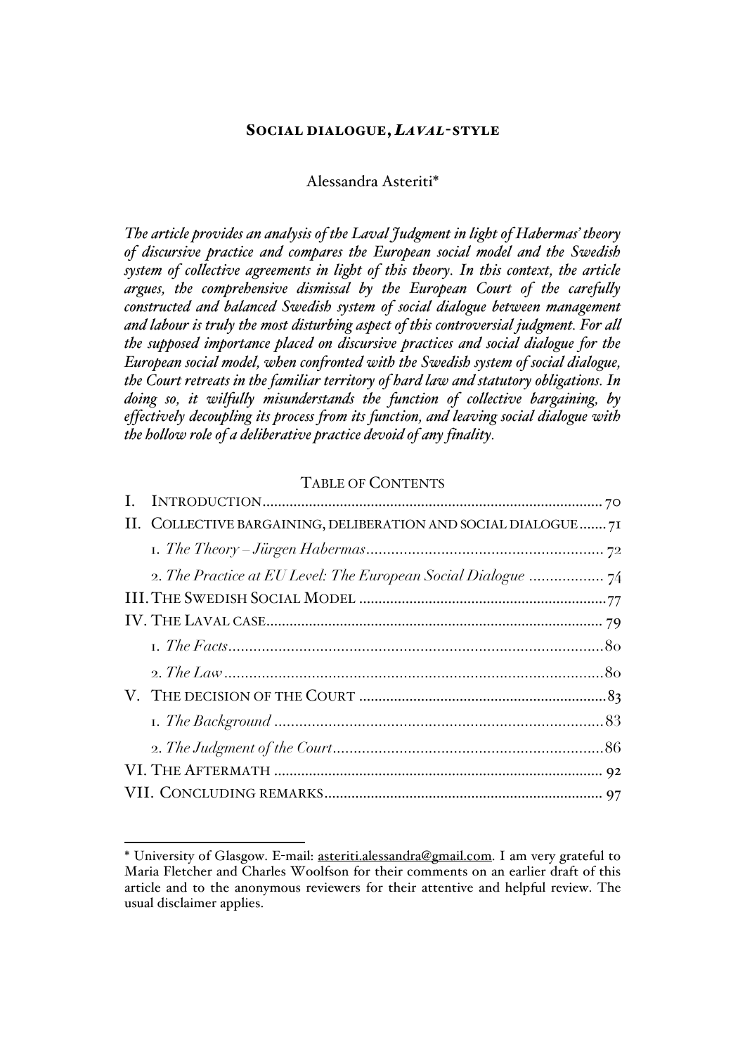# SOCIAL DIALOGUE, *LAVAL*-STYLE

Alessandra Asteriti*

*The article provides an analysis of the Laval Judgment in light of Habermas' theory of discursive practice and compares the European social model and the Swedish system of collective agreements in light of this theory. In this context, the article argues, the comprehensive dismissal by the European Court of the carefully constructed and balanced Swedish system of social dialogue between management and labour is truly the most disturbing aspect of this controversial judgment. For all the supposed importance placed on discursive practices and social dialogue for the European social model, when confronted with the Swedish system of social dialogue, the Court retreats in the familiar territory of hard law and statutory obligations. In doing so, it wilfully misunderstands the function of collective bargaining, by effectively decoupling its process from its function, and leaving social dialogue with the hollow role of a deliberative practice devoid of any finality.*

TABLE OF CONTENTS

| | |
|---|---|
| I. INTRODUCTION | 70 |
| II. COLLECTIVE BARGAINING, DELIBERATION AND SOCIAL DIALOGUE | 71 |
| 1. *The Theory – Jürgen Habermas* | 72 |
| 2. *The Practice at EU Level: The European Social Dialogue* | 74 |
| III. THE SWEDISH SOCIAL MODEL | 77 |
| IV. THE LAVAL CASE | 79 |
| 1. *The Facts* | 80 |
| 2. *The Law* | 80 |
| V. THE DECISION OF THE COURT | 83 |
| 1. *The Background* | 83 |
| 2. *The Judgment of the Court* | 86 |
| VI. THE AFTERMATH | 92 |
| VII. CONCLUDING REMARKS | 97 |

---

* University of Glasgow. E-mail: asteriti.alessandra@gmail.com. I am very grateful to Maria Fletcher and Charles Woolfson for their comments on an earlier draft of this article and to the anonymous reviewers for their attentive and helpful review. The usual disclaimer applies.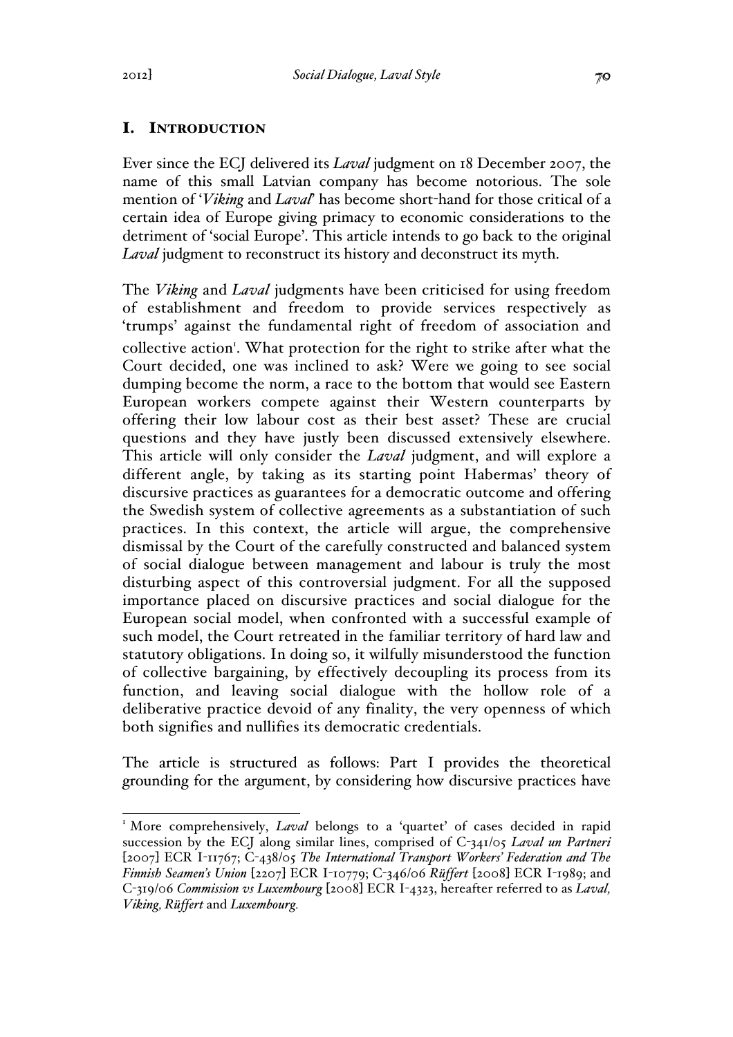## I. Introduction

Ever since the ECJ delivered its *Laval* judgment on 18 December 2007, the name of this small Latvian company has become notorious. The sole mention of '*Viking* and *Laval*' has become short-hand for those critical of a certain idea of Europe giving primacy to economic considerations to the detriment of 'social Europe'. This article intends to go back to the original *Laval* judgment to reconstruct its history and deconstruct its myth.

The *Viking* and *Laval* judgments have been criticised for using freedom of establishment and freedom to provide services respectively as 'trumps' against the fundamental right of freedom of association and collective action[1]. What protection for the right to strike after what the Court decided, one was inclined to ask? Were we going to see social dumping become the norm, a race to the bottom that would see Eastern European workers compete against their Western counterparts by offering their low labour cost as their best asset? These are crucial questions and they have justly been discussed extensively elsewhere. This article will only consider the *Laval* judgment, and will explore a different angle, by taking as its starting point Habermas' theory of discursive practices as guarantees for a democratic outcome and offering the Swedish system of collective agreements as a substantiation of such practices. In this context, the article will argue, the comprehensive dismissal by the Court of the carefully constructed and balanced system of social dialogue between management and labour is truly the most disturbing aspect of this controversial judgment. For all the supposed importance placed on discursive practices and social dialogue for the European social model, when confronted with a successful example of such model, the Court retreated in the familiar territory of hard law and statutory obligations. In doing so, it wilfully misunderstood the function of collective bargaining, by effectively decoupling its process from its function, and leaving social dialogue with the hollow role of a deliberative practice devoid of any finality, the very openness of which both signifies and nullifies its democratic credentials.

The article is structured as follows: Part I provides the theoretical grounding for the argument, by considering how discursive practices have

---

[1] More comprehensively, *Laval* belongs to a 'quartet' of cases decided in rapid succession by the ECJ along similar lines, comprised of C-341/05 *Laval un Partneri* [2007] ECR I-11767; C-438/05 *The International Transport Workers' Federation and The Finnish Seamen's Union* [2207] ECR I-10779; C-346/06 *Rüffert* [2008] ECR I-1989; and C-319/06 *Commission vs Luxembourg* [2008] ECR I-4323, hereafter referred to as *Laval, Viking, Rüffert* and *Luxembourg.*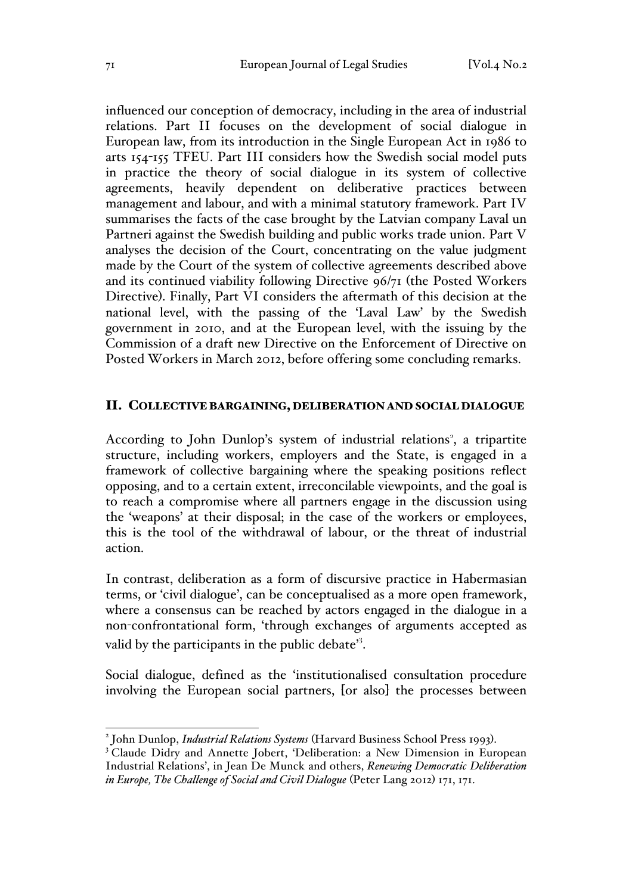influenced our conception of democracy, including in the area of industrial relations. Part II focuses on the development of social dialogue in European law, from its introduction in the Single European Act in 1986 to arts 154-155 TFEU. Part III considers how the Swedish social model puts in practice the theory of social dialogue in its system of collective agreements, heavily dependent on deliberative practices between management and labour, and with a minimal statutory framework. Part IV summarises the facts of the case brought by the Latvian company Laval un Partneri against the Swedish building and public works trade union. Part V analyses the decision of the Court, concentrating on the value judgment made by the Court of the system of collective agreements described above and its continued viability following Directive 96/71 (the Posted Workers Directive). Finally, Part VI considers the aftermath of this decision at the national level, with the passing of the 'Laval Law' by the Swedish government in 2010, and at the European level, with the issuing by the Commission of a draft new Directive on the Enforcement of Directive on Posted Workers in March 2012, before offering some concluding remarks.

## II. Collective bargaining, deliberation and social dialogue

According to John Dunlop's system of industrial relations[2], a tripartite structure, including workers, employers and the State, is engaged in a framework of collective bargaining where the speaking positions reflect opposing, and to a certain extent, irreconcilable viewpoints, and the goal is to reach a compromise where all partners engage in the discussion using the 'weapons' at their disposal; in the case of the workers or employees, this is the tool of the withdrawal of labour, or the threat of industrial action.

In contrast, deliberation as a form of discursive practice in Habermasian terms, or 'civil dialogue', can be conceptualised as a more open framework, where a consensus can be reached by actors engaged in the dialogue in a non-confrontational form, 'through exchanges of arguments accepted as valid by the participants in the public debate'[3].

Social dialogue, defined as the 'institutionalised consultation procedure involving the European social partners, [or also] the processes between

---

[2] John Dunlop, *Industrial Relations Systems* (Harvard Business School Press 1993).

[3] Claude Didry and Annette Jobert, 'Deliberation: a New Dimension in European Industrial Relations', in Jean De Munck and others, *Renewing Democratic Deliberation in Europe, The Challenge of Social and Civil Dialogue* (Peter Lang 2012) 171, 171.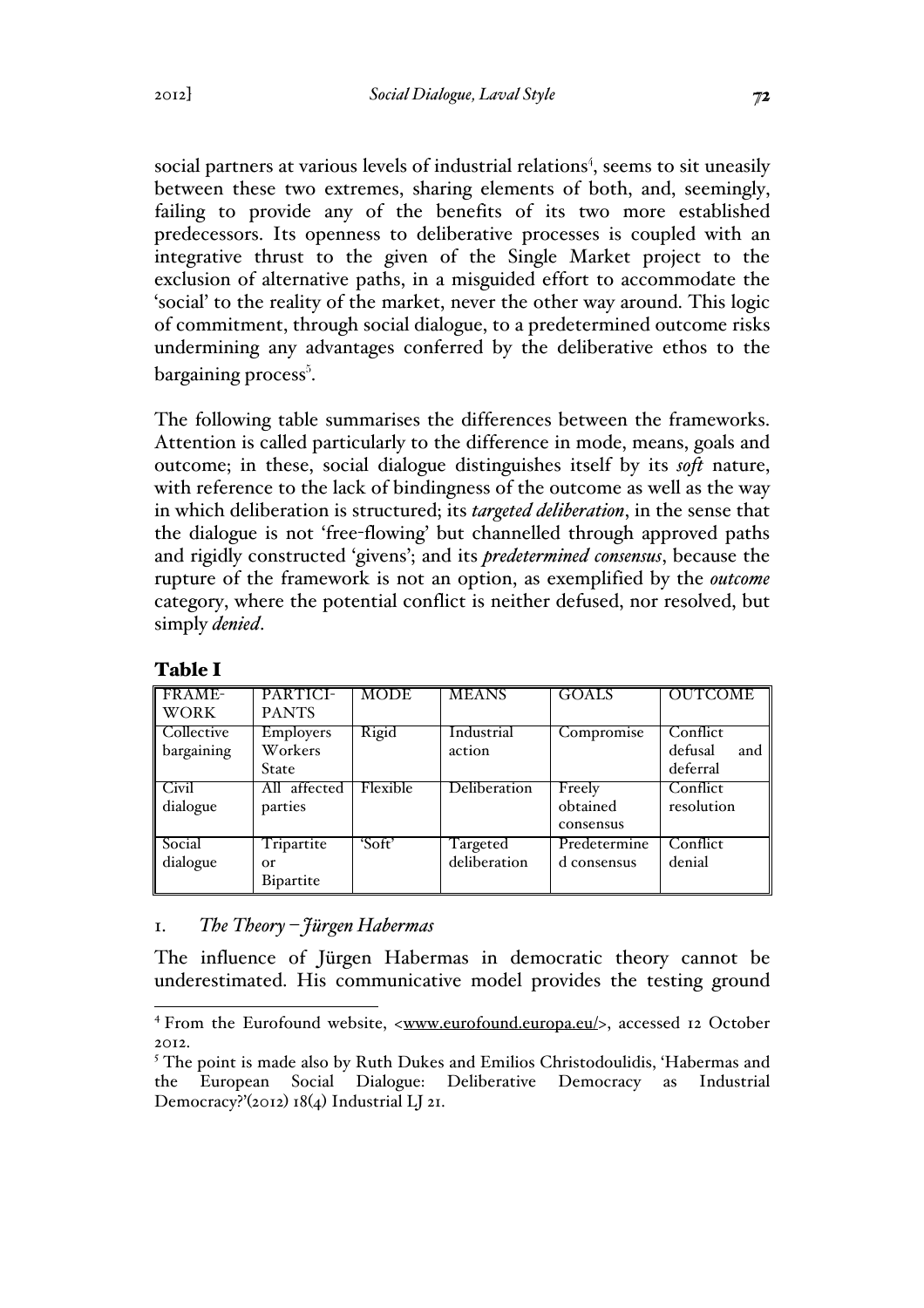social partners at various levels of industrial relations[4], seems to sit uneasily between these two extremes, sharing elements of both, and, seemingly, failing to provide any of the benefits of its two more established predecessors. Its openness to deliberative processes is coupled with an integrative thrust to the given of the Single Market project to the exclusion of alternative paths, in a misguided effort to accommodate the 'social' to the reality of the market, never the other way around. This logic of commitment, through social dialogue, to a predetermined outcome risks undermining any advantages conferred by the deliberative ethos to the bargaining process[5].

The following table summarises the differences between the frameworks. Attention is called particularly to the difference in mode, means, goals and outcome; in these, social dialogue distinguishes itself by its *soft* nature, with reference to the lack of bindingness of the outcome as well as the way in which deliberation is structured; its *targeted deliberation*, in the sense that the dialogue is not 'free-flowing' but channelled through approved paths and rigidly constructed 'givens'; and its *predetermined consensus*, because the rupture of the framework is not an option, as exemplified by the *outcome* category, where the potential conflict is neither defused, nor resolved, but simply *denied*.

**Table I**

| FRAMEWORK | PARTICIPANTS | MODE | MEANS | GOALS | OUTCOME |
|---|---|---|---|---|---|
| Collective bargaining | Employers Workers State | Rigid | Industrial action | Compromise | Conflict defusal and deferral |
| Civil dialogue | All affected parties | Flexible | Deliberation | Freely obtained consensus | Conflict resolution |
| Social dialogue | Tripartite or Bipartite | 'Soft' | Targeted deliberation | Predetermined consensus | Conflict denial |

## 1. *The Theory – Jürgen Habermas*

The influence of Jürgen Habermas in democratic theory cannot be underestimated. His communicative model provides the testing ground

[4] From the Eurofound website, <www.eurofound.europa.eu/>, accessed 12 October 2012.

[5] The point is made also by Ruth Dukes and Emilios Christodoulidis, 'Habermas and the European Social Dialogue: Deliberative Democracy as Industrial Democracy?'(2012) 18(4) Industrial LJ 21.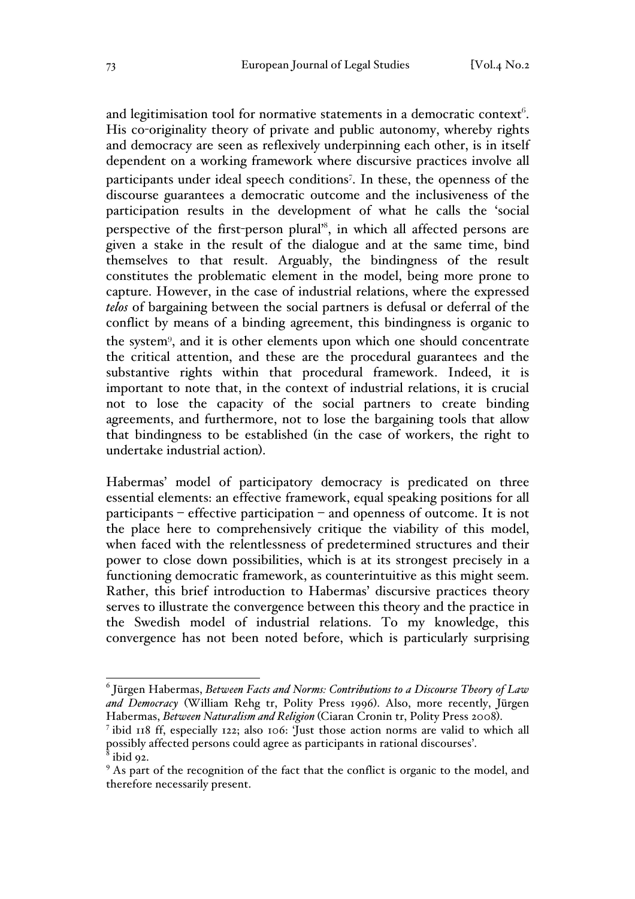and legitimisation tool for normative statements in a democratic context[6]. His co-originality theory of private and public autonomy, whereby rights and democracy are seen as reflexively underpinning each other, is in itself dependent on a working framework where discursive practices involve all participants under ideal speech conditions[7]. In these, the openness of the discourse guarantees a democratic outcome and the inclusiveness of the participation results in the development of what he calls the 'social perspective of the first-person plural'[8], in which all affected persons are given a stake in the result of the dialogue and at the same time, bind themselves to that result. Arguably, the bindingness of the result constitutes the problematic element in the model, being more prone to capture. However, in the case of industrial relations, where the expressed *telos* of bargaining between the social partners is defusal or deferral of the conflict by means of a binding agreement, this bindingness is organic to the system[9], and it is other elements upon which one should concentrate the critical attention, and these are the procedural guarantees and the substantive rights within that procedural framework. Indeed, it is important to note that, in the context of industrial relations, it is crucial not to lose the capacity of the social partners to create binding agreements, and furthermore, not to lose the bargaining tools that allow that bindingness to be established (in the case of workers, the right to undertake industrial action).

Habermas' model of participatory democracy is predicated on three essential elements: an effective framework, equal speaking positions for all participants – effective participation – and openness of outcome. It is not the place here to comprehensively critique the viability of this model, when faced with the relentlessness of predetermined structures and their power to close down possibilities, which is at its strongest precisely in a functioning democratic framework, as counterintuitive as this might seem. Rather, this brief introduction to Habermas' discursive practices theory serves to illustrate the convergence between this theory and the practice in the Swedish model of industrial relations. To my knowledge, this convergence has not been noted before, which is particularly surprising

---

[6] Jürgen Habermas, *Between Facts and Norms: Contributions to a Discourse Theory of Law and Democracy* (William Rehg tr, Polity Press 1996). Also, more recently, Jürgen Habermas, *Between Naturalism and Religion* (Ciaran Cronin tr, Polity Press 2008).

[7] ibid 118 ff, especially 122; also 106: 'Just those action norms are valid to which all possibly affected persons could agree as participants in rational discourses'.

[8] ibid 92.

[9] As part of the recognition of the fact that the conflict is organic to the model, and therefore necessarily present.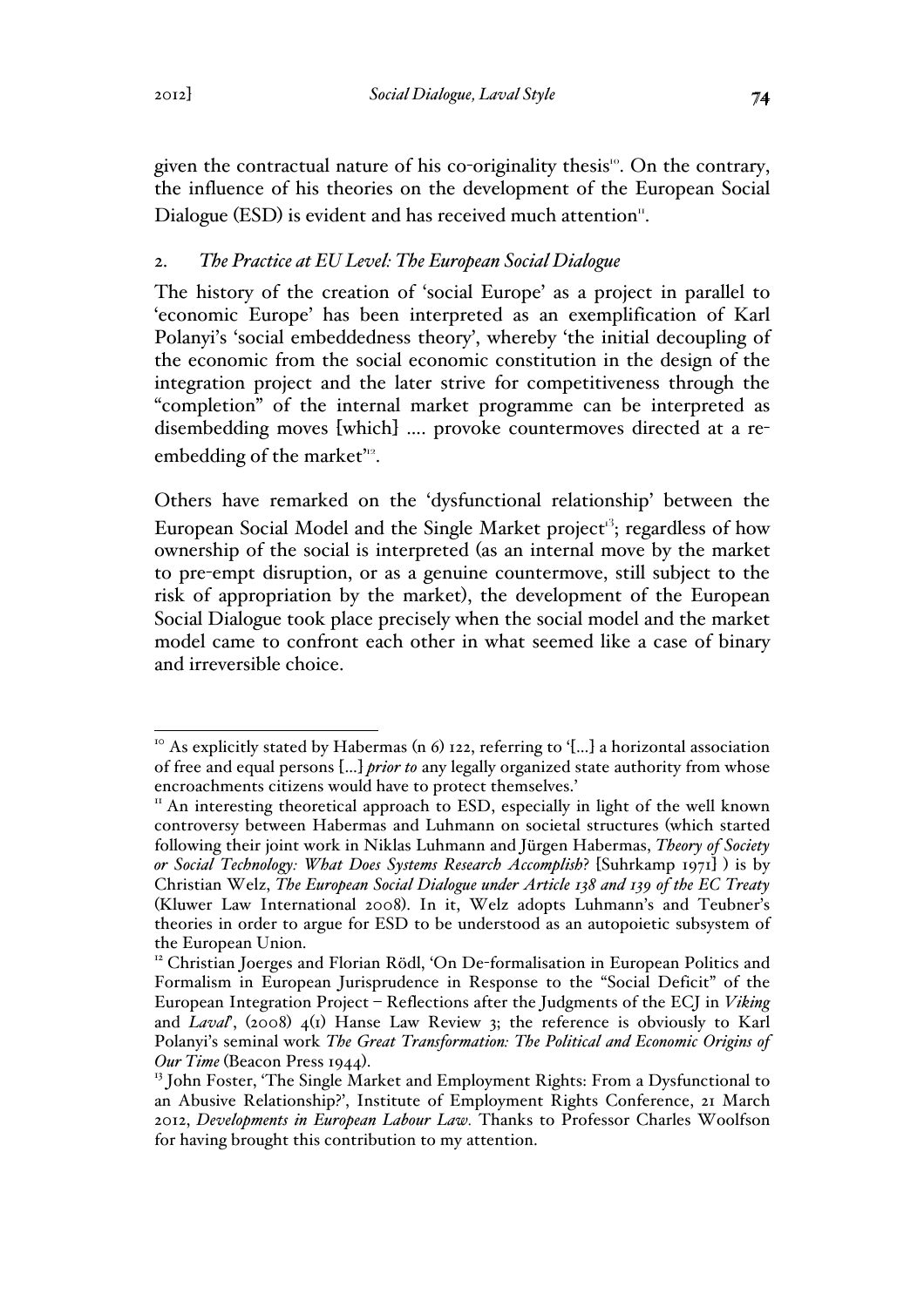given the contractual nature of his co-originality thesis[10]. On the contrary, the influence of his theories on the development of the European Social Dialogue (ESD) is evident and has received much attention[11].

## 2. *The Practice at EU Level: The European Social Dialogue*

The history of the creation of 'social Europe' as a project in parallel to 'economic Europe' has been interpreted as an exemplification of Karl Polanyi's 'social embeddedness theory', whereby 'the initial decoupling of the economic from the social economic constitution in the design of the integration project and the later strive for competitiveness through the "completion" of the internal market programme can be interpreted as disembedding moves [which] .... provoke countermoves directed at a re-embedding of the market'[12].

Others have remarked on the 'dysfunctional relationship' between the European Social Model and the Single Market project[13]; regardless of how ownership of the social is interpreted (as an internal move by the market to pre-empt disruption, or as a genuine countermove, still subject to the risk of appropriation by the market), the development of the European Social Dialogue took place precisely when the social model and the market model came to confront each other in what seemed like a case of binary and irreversible choice.

---

[10] As explicitly stated by Habermas (n 6) 122, referring to '[...] a horizontal association of free and equal persons [...] *prior to* any legally organized state authority from whose encroachments citizens would have to protect themselves.'

[11] An interesting theoretical approach to ESD, especially in light of the well known controversy between Habermas and Luhmann on societal structures (which started following their joint work in Niklas Luhmann and Jürgen Habermas, *Theory of Society or Social Technology: What Does Systems Research Accomplish*? [Suhrkamp 1971] ) is by Christian Welz, *The European Social Dialogue under Article 138 and 139 of the EC Treaty* (Kluwer Law International 2008). In it, Welz adopts Luhmann's and Teubner's theories in order to argue for ESD to be understood as an autopoietic subsystem of the European Union.

[12] Christian Joerges and Florian Rödl, 'On De-formalisation in European Politics and Formalism in European Jurisprudence in Response to the "Social Deficit" of the European Integration Project – Reflections after the Judgments of the ECJ in *Viking* and *Laval*', (2008) 4(1) Hanse Law Review 3; the reference is obviously to Karl Polanyi's seminal work *The Great Transformation: The Political and Economic Origins of Our Time* (Beacon Press 1944).

[13] John Foster, 'The Single Market and Employment Rights: From a Dysfunctional to an Abusive Relationship?', Institute of Employment Rights Conference, 21 March 2012, *Developments in European Labour Law.* Thanks to Professor Charles Woolfson for having brought this contribution to my attention.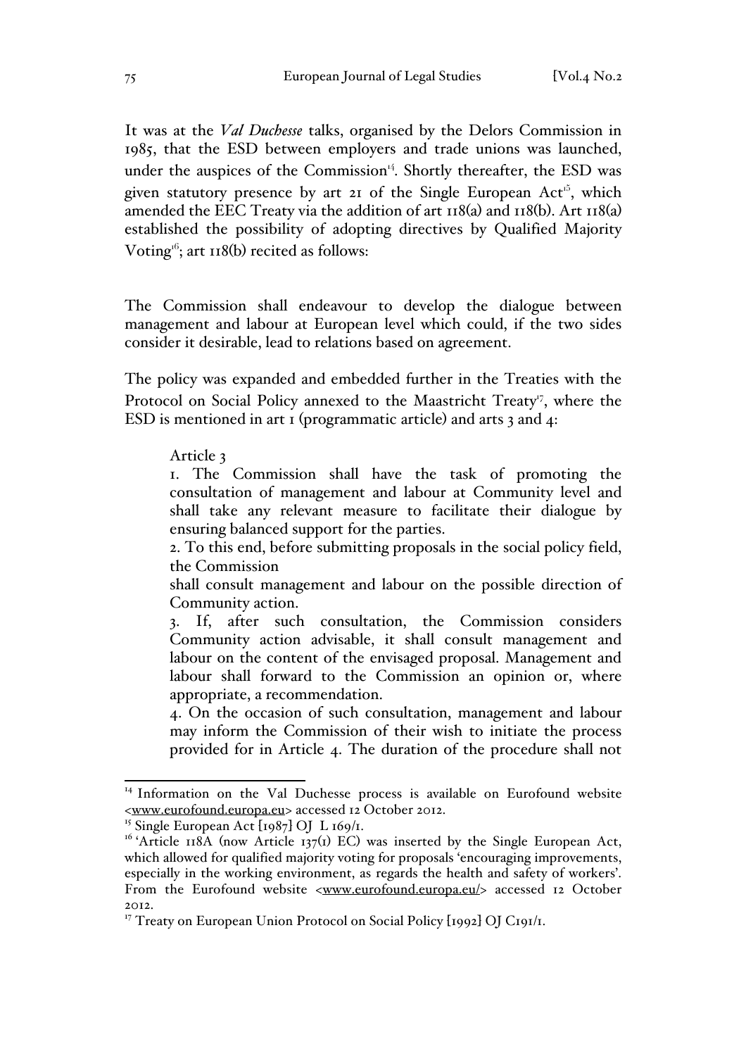It was at the *Val Duchesse* talks, organised by the Delors Commission in 1985, that the ESD between employers and trade unions was launched, under the auspices of the Commission[14]. Shortly thereafter, the ESD was given statutory presence by art 21 of the Single European Act[15], which amended the EEC Treaty via the addition of art 118(a) and 118(b). Art 118(a) established the possibility of adopting directives by Qualified Majority Voting[16]; art 118(b) recited as follows:

The Commission shall endeavour to develop the dialogue between management and labour at European level which could, if the two sides consider it desirable, lead to relations based on agreement.

The policy was expanded and embedded further in the Treaties with the Protocol on Social Policy annexed to the Maastricht Treaty[17], where the ESD is mentioned in art 1 (programmatic article) and arts 3 and 4:

> Article 3
>
> 1. The Commission shall have the task of promoting the consultation of management and labour at Community level and shall take any relevant measure to facilitate their dialogue by ensuring balanced support for the parties.
>
> 2. To this end, before submitting proposals in the social policy field, the Commission
> shall consult management and labour on the possible direction of Community action.
>
> 3. If, after such consultation, the Commission considers Community action advisable, it shall consult management and labour on the content of the envisaged proposal. Management and labour shall forward to the Commission an opinion or, where appropriate, a recommendation.
>
> 4. On the occasion of such consultation, management and labour may inform the Commission of their wish to initiate the process provided for in Article 4. The duration of the procedure shall not

---

[14] Information on the Val Duchesse process is available on Eurofound website <www.eurofound.europa.eu> accessed 12 October 2012.

[15] Single European Act [1987] OJ L 169/1.

[16] 'Article 118A (now Article 137(1) EC) was inserted by the Single European Act, which allowed for qualified majority voting for proposals 'encouraging improvements, especially in the working environment, as regards the health and safety of workers'. From the Eurofound website <www.eurofound.europa.eu/> accessed 12 October 2012.

[17] Treaty on European Union Protocol on Social Policy [1992] OJ C191/1.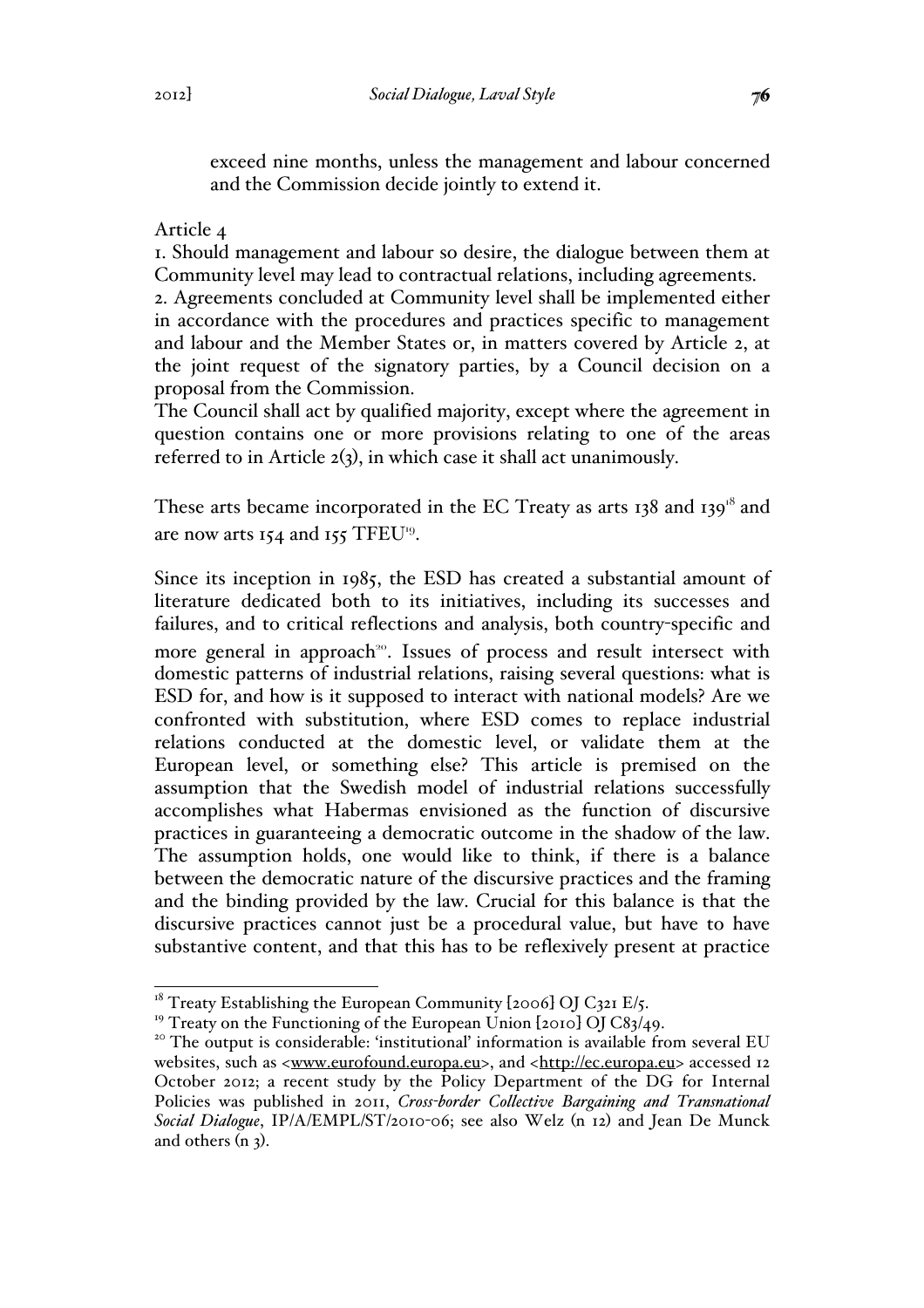exceed nine months, unless the management and labour concerned and the Commission decide jointly to extend it.

Article 4

1. Should management and labour so desire, the dialogue between them at Community level may lead to contractual relations, including agreements.
2. Agreements concluded at Community level shall be implemented either in accordance with the procedures and practices specific to management and labour and the Member States or, in matters covered by Article 2, at the joint request of the signatory parties, by a Council decision on a proposal from the Commission.
The Council shall act by qualified majority, except where the agreement in question contains one or more provisions relating to one of the areas referred to in Article 2(3), in which case it shall act unanimously.

These arts became incorporated in the EC Treaty as arts 138 and 139[18] and are now arts 154 and 155 TFEU[19].

Since its inception in 1985, the ESD has created a substantial amount of literature dedicated both to its initiatives, including its successes and failures, and to critical reflections and analysis, both country-specific and more general in approach[20]. Issues of process and result intersect with domestic patterns of industrial relations, raising several questions: what is ESD for, and how is it supposed to interact with national models? Are we confronted with substitution, where ESD comes to replace industrial relations conducted at the domestic level, or validate them at the European level, or something else? This article is premised on the assumption that the Swedish model of industrial relations successfully accomplishes what Habermas envisioned as the function of discursive practices in guaranteeing a democratic outcome in the shadow of the law. The assumption holds, one would like to think, if there is a balance between the democratic nature of the discursive practices and the framing and the binding provided by the law. Crucial for this balance is that the discursive practices cannot just be a procedural value, but have to have substantive content, and that this has to be reflexively present at practice

---

[18] Treaty Establishing the European Community [2006] OJ C321 E/5.

[19] Treaty on the Functioning of the European Union [2010] OJ C83/49.

[20] The output is considerable: 'institutional' information is available from several EU websites, such as <www.eurofound.europa.eu>, and <http://ec.europa.eu> accessed 12 October 2012; a recent study by the Policy Department of the DG for Internal Policies was published in 2011, *Cross-border Collective Bargaining and Transnational Social Dialogue*, IP/A/EMPL/ST/2010-06; see also Welz (n 12) and Jean De Munck and others (n 3).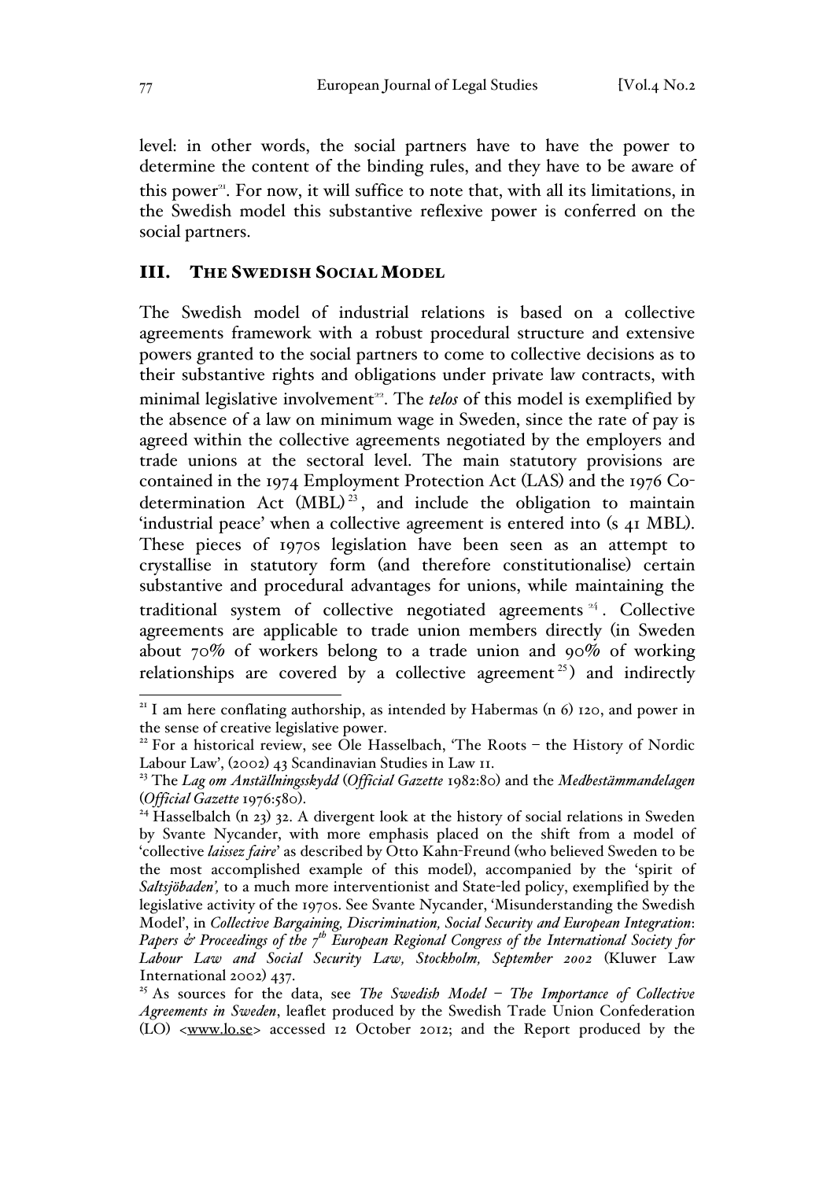level: in other words, the social partners have to have the power to determine the content of the binding rules, and they have to be aware of this power[21]. For now, it will suffice to note that, with all its limitations, in the Swedish model this substantive reflexive power is conferred on the social partners.

## III. THE SWEDISH SOCIAL MODEL

The Swedish model of industrial relations is based on a collective agreements framework with a robust procedural structure and extensive powers granted to the social partners to come to collective decisions as to their substantive rights and obligations under private law contracts, with minimal legislative involvement[22]. The *telos* of this model is exemplified by the absence of a law on minimum wage in Sweden, since the rate of pay is agreed within the collective agreements negotiated by the employers and trade unions at the sectoral level. The main statutory provisions are contained in the 1974 Employment Protection Act (LAS) and the 1976 Co-determination Act (MBL)[23], and include the obligation to maintain 'industrial peace' when a collective agreement is entered into (s 41 MBL). These pieces of 1970s legislation have been seen as an attempt to crystallise in statutory form (and therefore constitutionalise) certain substantive and procedural advantages for unions, while maintaining the traditional system of collective negotiated agreements[24]. Collective agreements are applicable to trade union members directly (in Sweden about 70% of workers belong to a trade union and 90% of working relationships are covered by a collective agreement[25]) and indirectly

---

[21] I am here conflating authorship, as intended by Habermas (n 6) 120, and power in the sense of creative legislative power.

[22] For a historical review, see Ole Hasselbach, 'The Roots – the History of Nordic Labour Law', (2002) 43 Scandinavian Studies in Law 11.

[23] The *Lag om Anställningsskydd* (*Official Gazette* 1982:80) and the *Medbestämmandelagen* (*Official Gazette* 1976:580).

[24] Hasselbalch (n 23) 32. A divergent look at the history of social relations in Sweden by Svante Nycander, with more emphasis placed on the shift from a model of 'collective *laissez faire*' as described by Otto Kahn-Freund (who believed Sweden to be the most accomplished example of this model), accompanied by the 'spirit of *Saltsjöbaden*', to a much more interventionist and State-led policy, exemplified by the legislative activity of the 1970s. See Svante Nycander, 'Misunderstanding the Swedish Model', in *Collective Bargaining, Discrimination, Social Security and European Integration: Papers & Proceedings of the 7th European Regional Congress of the International Society for Labour Law and Social Security Law, Stockholm, September 2002* (Kluwer Law International 2002) 437.

[25] As sources for the data, see *The Swedish Model – The Importance of Collective Agreements in Sweden*, leaflet produced by the Swedish Trade Union Confederation (LO) <www.lo.se> accessed 12 October 2012; and the Report produced by the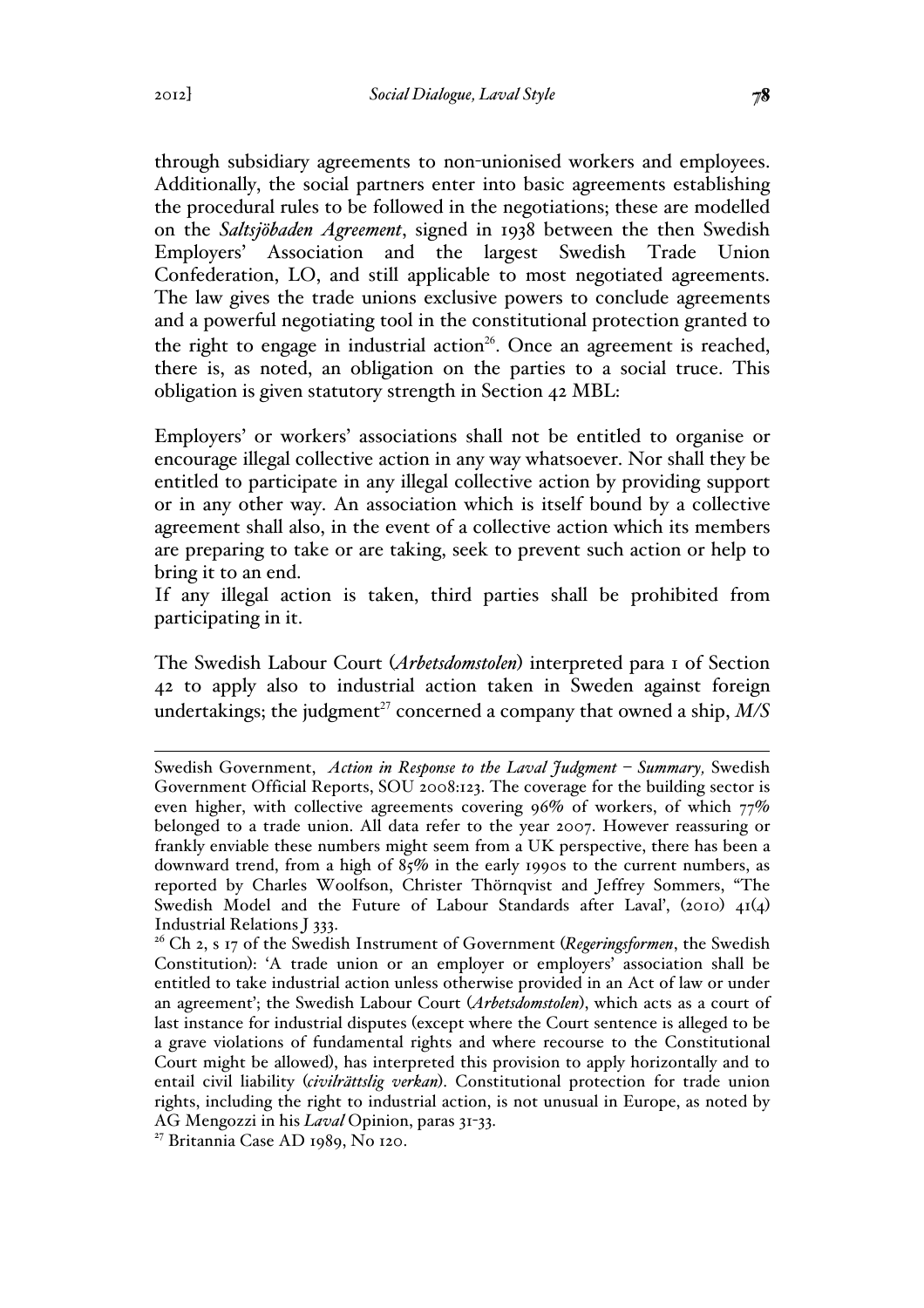through subsidiary agreements to non-unionised workers and employees. Additionally, the social partners enter into basic agreements establishing the procedural rules to be followed in the negotiations; these are modelled on the *Saltsjöbaden Agreement*, signed in 1938 between the then Swedish Employers' Association and the largest Swedish Trade Union Confederation, LO, and still applicable to most negotiated agreements. The law gives the trade unions exclusive powers to conclude agreements and a powerful negotiating tool in the constitutional protection granted to the right to engage in industrial action[26]. Once an agreement is reached, there is, as noted, an obligation on the parties to a social truce. This obligation is given statutory strength in Section 42 MBL:

Employers' or workers' associations shall not be entitled to organise or encourage illegal collective action in any way whatsoever. Nor shall they be entitled to participate in any illegal collective action by providing support or in any other way. An association which is itself bound by a collective agreement shall also, in the event of a collective action which its members are preparing to take or are taking, seek to prevent such action or help to bring it to an end.
If any illegal action is taken, third parties shall be prohibited from participating in it.

The Swedish Labour Court (*Arbetsdomstolen*) interpreted para 1 of Section 42 to apply also to industrial action taken in Sweden against foreign undertakings; the judgment[27] concerned a company that owned a ship, *M/S*

---

Swedish Government, *Action in Response to the Laval Judgment – Summary,* Swedish Government Official Reports, SOU 2008:123. The coverage for the building sector is even higher, with collective agreements covering 96% of workers, of which 77% belonged to a trade union. All data refer to the year 2007. However reassuring or frankly enviable these numbers might seem from a UK perspective, there has been a downward trend, from a high of 85% in the early 1990s to the current numbers, as reported by Charles Woolfson, Christer Thörnqvist and Jeffrey Sommers, "The Swedish Model and the Future of Labour Standards after Laval', (2010) 41(4) Industrial Relations J 333.

[26] Ch 2, s 17 of the Swedish Instrument of Government (*Regeringsformen*, the Swedish Constitution): 'A trade union or an employer or employers' association shall be entitled to take industrial action unless otherwise provided in an Act of law or under an agreement'; the Swedish Labour Court (*Arbetsdomstolen*), which acts as a court of last instance for industrial disputes (except where the Court sentence is alleged to be a grave violations of fundamental rights and where recourse to the Constitutional Court might be allowed), has interpreted this provision to apply horizontally and to entail civil liability (*civilrättslig verkan*). Constitutional protection for trade union rights, including the right to industrial action, is not unusual in Europe, as noted by AG Mengozzi in his *Laval* Opinion, paras 31-33.

[27] Britannia Case AD 1989, No 120.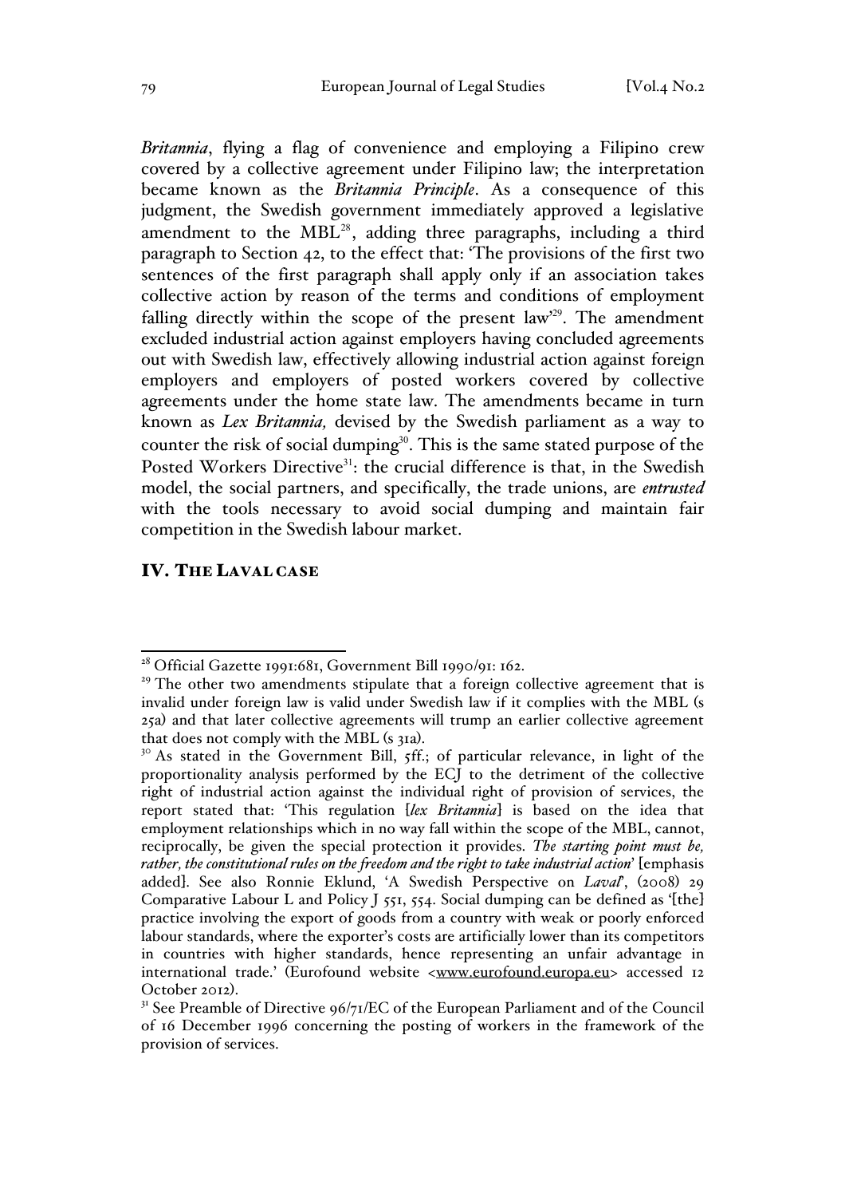*Britannia*, flying a flag of convenience and employing a Filipino crew covered by a collective agreement under Filipino law; the interpretation became known as the *Britannia Principle*. As a consequence of this judgment, the Swedish government immediately approved a legislative amendment to the MBL[28], adding three paragraphs, including a third paragraph to Section 42, to the effect that: 'The provisions of the first two sentences of the first paragraph shall apply only if an association takes collective action by reason of the terms and conditions of employment falling directly within the scope of the present law'[29]. The amendment excluded industrial action against employers having concluded agreements out with Swedish law, effectively allowing industrial action against foreign employers and employers of posted workers covered by collective agreements under the home state law. The amendments became in turn known as *Lex Britannia,* devised by the Swedish parliament as a way to counter the risk of social dumping[30]. This is the same stated purpose of the Posted Workers Directive[31]: the crucial difference is that, in the Swedish model, the social partners, and specifically, the trade unions, are ***entrusted*** with the tools necessary to avoid social dumping and maintain fair competition in the Swedish labour market.

## IV. THE LAVAL CASE

---

[28] Official Gazette 1991:681, Government Bill 1990/91: 162.

[29] The other two amendments stipulate that a foreign collective agreement that is invalid under foreign law is valid under Swedish law if it complies with the MBL (s 25a) and that later collective agreements will trump an earlier collective agreement that does not comply with the MBL (s 31a).

[30] As stated in the Government Bill, 5ff.; of particular relevance, in light of the proportionality analysis performed by the ECJ to the detriment of the collective right of industrial action against the individual right of provision of services, the report stated that: 'This regulation [*lex Britannia*] is based on the idea that employment relationships which in no way fall within the scope of the MBL, cannot, reciprocally, be given the special protection it provides. *The starting point must be, rather, the constitutional rules on the freedom and the right to take industrial action*' [emphasis added]. See also Ronnie Eklund, 'A Swedish Perspective on *Laval*', (2008) 29 Comparative Labour L and Policy J 551, 554. Social dumping can be defined as '[the] practice involving the export of goods from a country with weak or poorly enforced labour standards, where the exporter's costs are artificially lower than its competitors in countries with higher standards, hence representing an unfair advantage in international trade.' (Eurofound website <www.eurofound.europa.eu> accessed 12 October 2012).

[31] See Preamble of Directive 96/71/EC of the European Parliament and of the Council of 16 December 1996 concerning the posting of workers in the framework of the provision of services.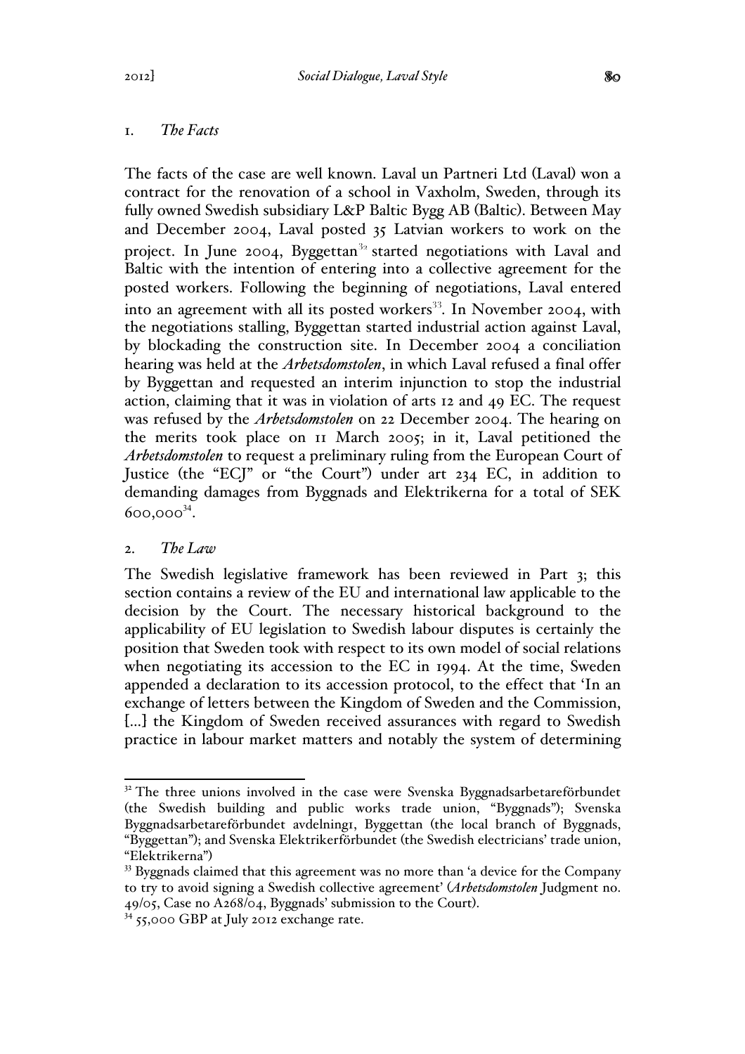## 1. *The Facts*

The facts of the case are well known. Laval un Partneri Ltd (Laval) won a contract for the renovation of a school in Vaxholm, Sweden, through its fully owned Swedish subsidiary L&P Baltic Bygg AB (Baltic). Between May and December 2004, Laval posted 35 Latvian workers to work on the project. In June 2004, Byggettan[32] started negotiations with Laval and Baltic with the intention of entering into a collective agreement for the posted workers. Following the beginning of negotiations, Laval entered into an agreement with all its posted workers[33]. In November 2004, with the negotiations stalling, Byggettan started industrial action against Laval, by blockading the construction site. In December 2004 a conciliation hearing was held at the *Arbetsdomstolen*, in which Laval refused a final offer by Byggettan and requested an interim injunction to stop the industrial action, claiming that it was in violation of arts 12 and 49 EC. The request was refused by the *Arbetsdomstolen* on 22 December 2004. The hearing on the merits took place on 11 March 2005; in it, Laval petitioned the *Arbetsdomstolen* to request a preliminary ruling from the European Court of Justice (the "ECJ" or "the Court") under art 234 EC, in addition to demanding damages from Byggnads and Elektrikerna for a total of SEK 600,000[34].

## 2. *The Law*

The Swedish legislative framework has been reviewed in Part 3; this section contains a review of the EU and international law applicable to the decision by the Court. The necessary historical background to the applicability of EU legislation to Swedish labour disputes is certainly the position that Sweden took with respect to its own model of social relations when negotiating its accession to the EC in 1994. At the time, Sweden appended a declaration to its accession protocol, to the effect that 'In an exchange of letters between the Kingdom of Sweden and the Commission, [...] the Kingdom of Sweden received assurances with regard to Swedish practice in labour market matters and notably the system of determining

---

[32] The three unions involved in the case were Svenska Byggnadsarbetareförbundet (the Swedish building and public works trade union, "Byggnads"); Svenska Byggnadsarbetareförbundet avdelning1, Byggettan (the local branch of Byggnads, "Byggettan"); and Svenska Elektrikerförbundet (the Swedish electricians' trade union, "Elektrikerna")

[33] Byggnads claimed that this agreement was no more than 'a device for the Company to try to avoid signing a Swedish collective agreement' (*Arbetsdomstolen* Judgment no. 49/05, Case no A268/04, Byggnads' submission to the Court).

[34] 55,000 GBP at July 2012 exchange rate.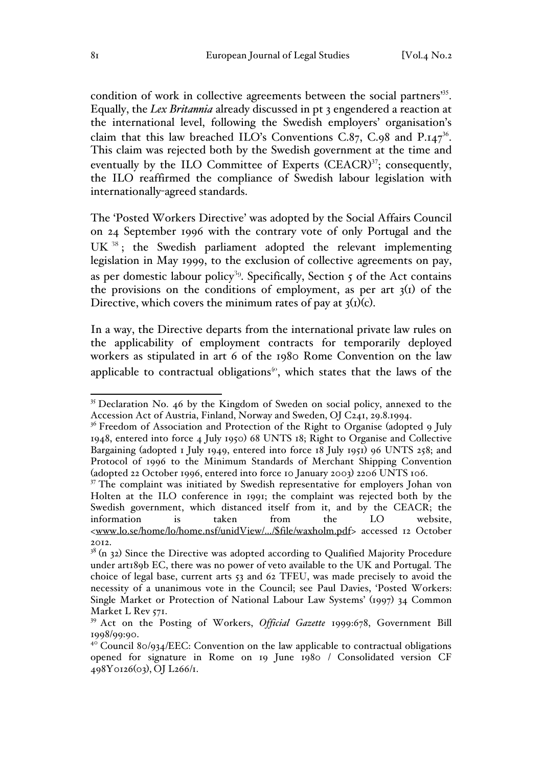condition of work in collective agreements between the social partners"[35]. Equally, the *Lex Britannia* already discussed in pt 3 engendered a reaction at the international level, following the Swedish employers' organisation's claim that this law breached ILO's Conventions C.87, C.98 and P.147[36]. This claim was rejected both by the Swedish government at the time and eventually by the ILO Committee of Experts (CEACR)[37]; consequently, the ILO reaffirmed the compliance of Swedish labour legislation with internationally-agreed standards.

The 'Posted Workers Directive' was adopted by the Social Affairs Council on 24 September 1996 with the contrary vote of only Portugal and the UK[38]; the Swedish parliament adopted the relevant implementing legislation in May 1999, to the exclusion of collective agreements on pay, as per domestic labour policy[39]. Specifically, Section 5 of the Act contains the provisions on the conditions of employment, as per art 3(1) of the Directive, which covers the minimum rates of pay at 3(1)(c).

In a way, the Directive departs from the international private law rules on the applicability of employment contracts for temporarily deployed workers as stipulated in art 6 of the 1980 Rome Convention on the law applicable to contractual obligations[40], which states that the laws of the

---

[35] Declaration No. 46 by the Kingdom of Sweden on social policy, annexed to the Accession Act of Austria, Finland, Norway and Sweden, OJ C241, 29.8.1994.

[36] Freedom of Association and Protection of the Right to Organise (adopted 9 July 1948, entered into force 4 July 1950) 68 UNTS 18; Right to Organise and Collective Bargaining (adopted 1 July 1949, entered into force 18 July 1951) 96 UNTS 258; and Protocol of 1996 to the Minimum Standards of Merchant Shipping Convention (adopted 22 October 1996, entered into force 10 January 2003) 2206 UNTS 106.

[37] The complaint was initiated by Swedish representative for employers Johan von Holten at the ILO conference in 1991; the complaint was rejected both by the Swedish government, which distanced itself from it, and by the CEACR; the information is taken from the LO website, <www.lo.se/home/lo/home.nsf/unidView/.../$file/waxholm.pdf> accessed 12 October 2012.

[38] (n 32) Since the Directive was adopted according to Qualified Majority Procedure under art189b EC, there was no power of veto available to the UK and Portugal. The choice of legal base, current arts 53 and 62 TFEU, was made precisely to avoid the necessity of a unanimous vote in the Council; see Paul Davies, 'Posted Workers: Single Market or Protection of National Labour Law Systems' (1997) 34 Common Market L Rev 571.

[39] Act on the Posting of Workers, *Official Gazette* 1999:678, Government Bill 1998/99:90.

[40] Council 80/934/EEC: Convention on the law applicable to contractual obligations opened for signature in Rome on 19 June 1980 / Consolidated version CF 498Y0126(03), OJ L266/1.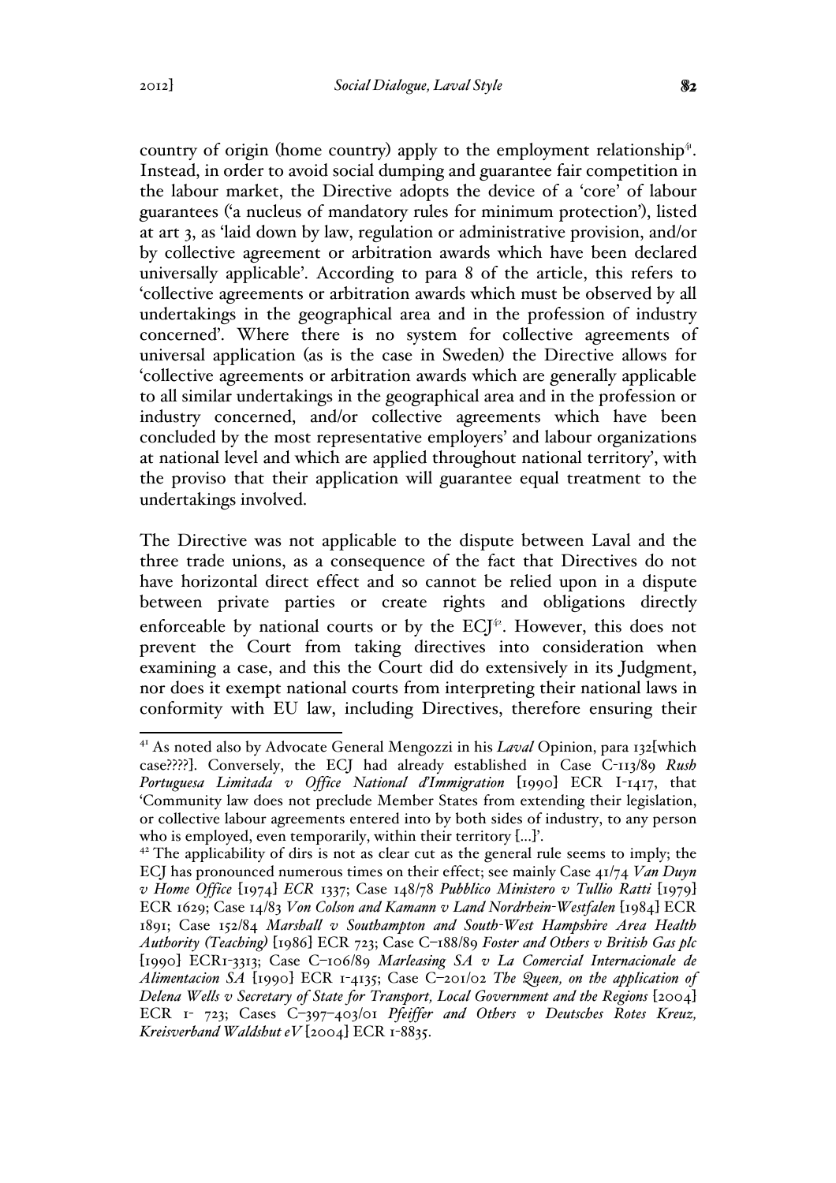country of origin (home country) apply to the employment relationship[41]. Instead, in order to avoid social dumping and guarantee fair competition in the labour market, the Directive adopts the device of a 'core' of labour guarantees ('a nucleus of mandatory rules for minimum protection'), listed at art 3, as 'laid down by law, regulation or administrative provision, and/or by collective agreement or arbitration awards which have been declared universally applicable'. According to para 8 of the article, this refers to 'collective agreements or arbitration awards which must be observed by all undertakings in the geographical area and in the profession of industry concerned'. Where there is no system for collective agreements of universal application (as is the case in Sweden) the Directive allows for 'collective agreements or arbitration awards which are generally applicable to all similar undertakings in the geographical area and in the profession or industry concerned, and/or collective agreements which have been concluded by the most representative employers' and labour organizations at national level and which are applied throughout national territory', with the proviso that their application will guarantee equal treatment to the undertakings involved.

The Directive was not applicable to the dispute between Laval and the three trade unions, as a consequence of the fact that Directives do not have horizontal direct effect and so cannot be relied upon in a dispute between private parties or create rights and obligations directly enforceable by national courts or by the ECJ[42]. However, this does not prevent the Court from taking directives into consideration when examining a case, and this the Court did do extensively in its Judgment, nor does it exempt national courts from interpreting their national laws in conformity with EU law, including Directives, therefore ensuring their

---

[41] As noted also by Advocate General Mengozzi in his *Laval* Opinion, para 132[which case????]. Conversely, the ECJ had already established in Case C-113/89 *Rush Portuguesa Limitada v Office National d'Immigration* [1990] ECR I-1417, that 'Community law does not preclude Member States from extending their legislation, or collective labour agreements entered into by both sides of industry, to any person who is employed, even temporarily, within their territory […]'.

[42] The applicability of dirs is not as clear cut as the general rule seems to imply; the ECJ has pronounced numerous times on their effect; see mainly Case 41/74 *Van Duyn v Home Office* [1974] *ECR* 1337; Case 148/78 *Pubblico Ministero v Tullio Ratti* [1979] ECR 1629; Case 14/83 *Von Colson and Kamann v Land Nordrhein-Westfalen* [1984] ECR 1891; Case 152/84 *Marshall v Southampton and South-West Hampshire Area Health Authority (Teaching)* [1986] ECR 723; Case C–188/89 *Foster and Others v British Gas plc* [1990] ECR1-3313; Case C–106/89 *Marleasing SA v La Comercial Internacionale de Alimentacion SA* [1990] ECR 1-4135; Case C–201/02 *The Queen, on the application of Delena Wells v Secretary of State for Transport, Local Government and the Regions* [2004] ECR 1- 723; Cases C–397–403/01 *Pfeiffer and Others v Deutsches Rotes Kreuz, Kreisverband Waldshut eV* [2004] ECR 1-8835.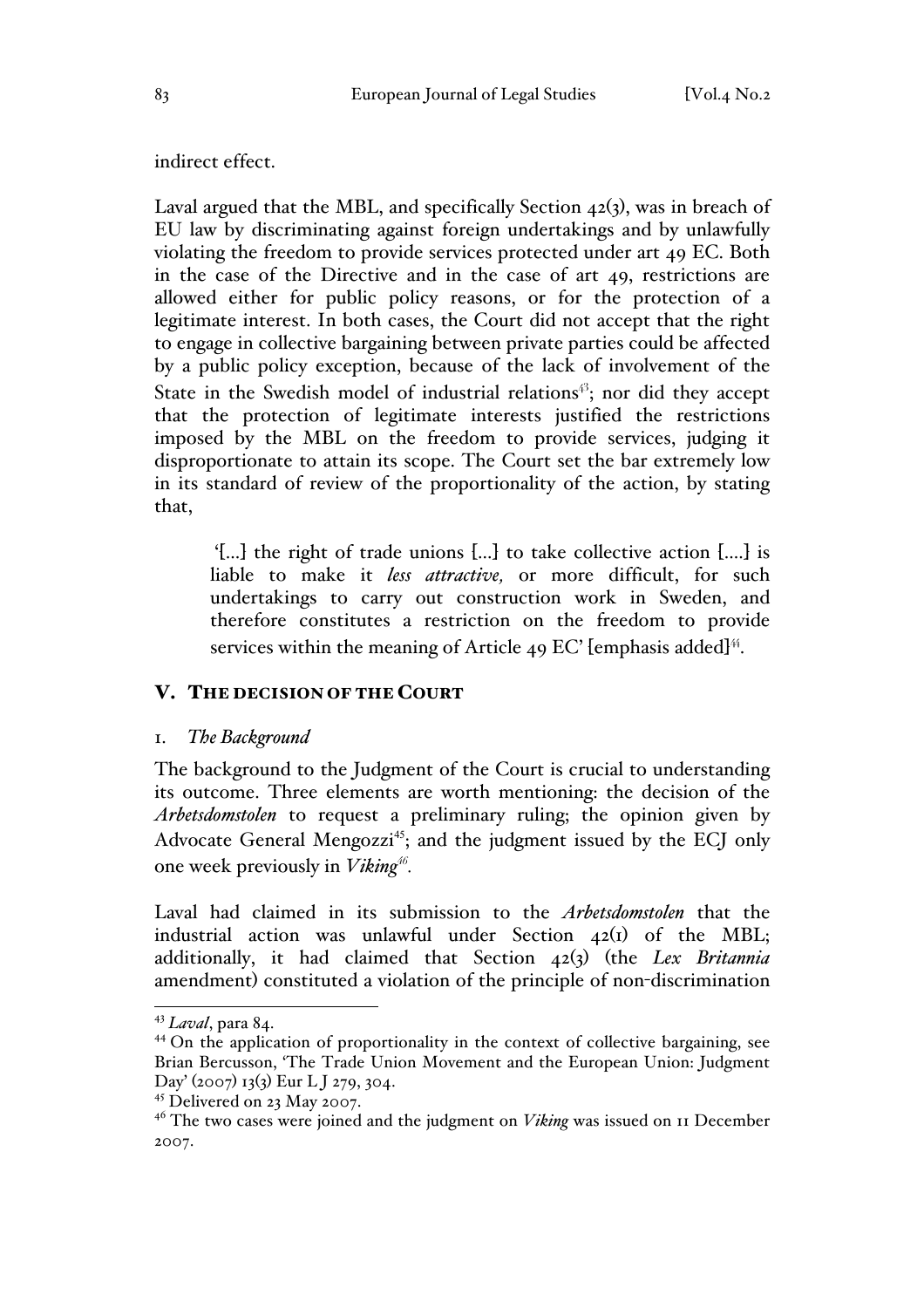indirect effect.

Laval argued that the MBL, and specifically Section 42(3), was in breach of EU law by discriminating against foreign undertakings and by unlawfully violating the freedom to provide services protected under art 49 EC. Both in the case of the Directive and in the case of art 49, restrictions are allowed either for public policy reasons, or for the protection of a legitimate interest. In both cases, the Court did not accept that the right to engage in collective bargaining between private parties could be affected by a public policy exception, because of the lack of involvement of the State in the Swedish model of industrial relations[43]; nor did they accept that the protection of legitimate interests justified the restrictions imposed by the MBL on the freedom to provide services, judging it disproportionate to attain its scope. The Court set the bar extremely low in its standard of review of the proportionality of the action, by stating that,

> '[...] the right of trade unions [...] to take collective action [....] is liable to make it *less attractive,* or more difficult, for such undertakings to carry out construction work in Sweden, and therefore constitutes a restriction on the freedom to provide services within the meaning of Article 49 EC' [emphasis added][44].

## V. THE DECISION OF THE COURT

### 1. *The Background*

The background to the Judgment of the Court is crucial to understanding its outcome. Three elements are worth mentioning: the decision of the *Arbetsdomstolen* to request a preliminary ruling; the opinion given by Advocate General Mengozzi[45]; and the judgment issued by the ECJ only one week previously in *Viking*[46].

Laval had claimed in its submission to the *Arbetsdomstolen* that the industrial action was unlawful under Section 42(1) of the MBL; additionally, it had claimed that Section 42(3) (the *Lex Britannia* amendment) constituted a violation of the principle of non-discrimination

---

[43] *Laval*, para 84.

[44] On the application of proportionality in the context of collective bargaining, see Brian Bercusson, 'The Trade Union Movement and the European Union: Judgment Day' (2007) 13(3) Eur L J 279, 304.

[45] Delivered on 23 May 2007.

[46] The two cases were joined and the judgment on *Viking* was issued on 11 December 2007.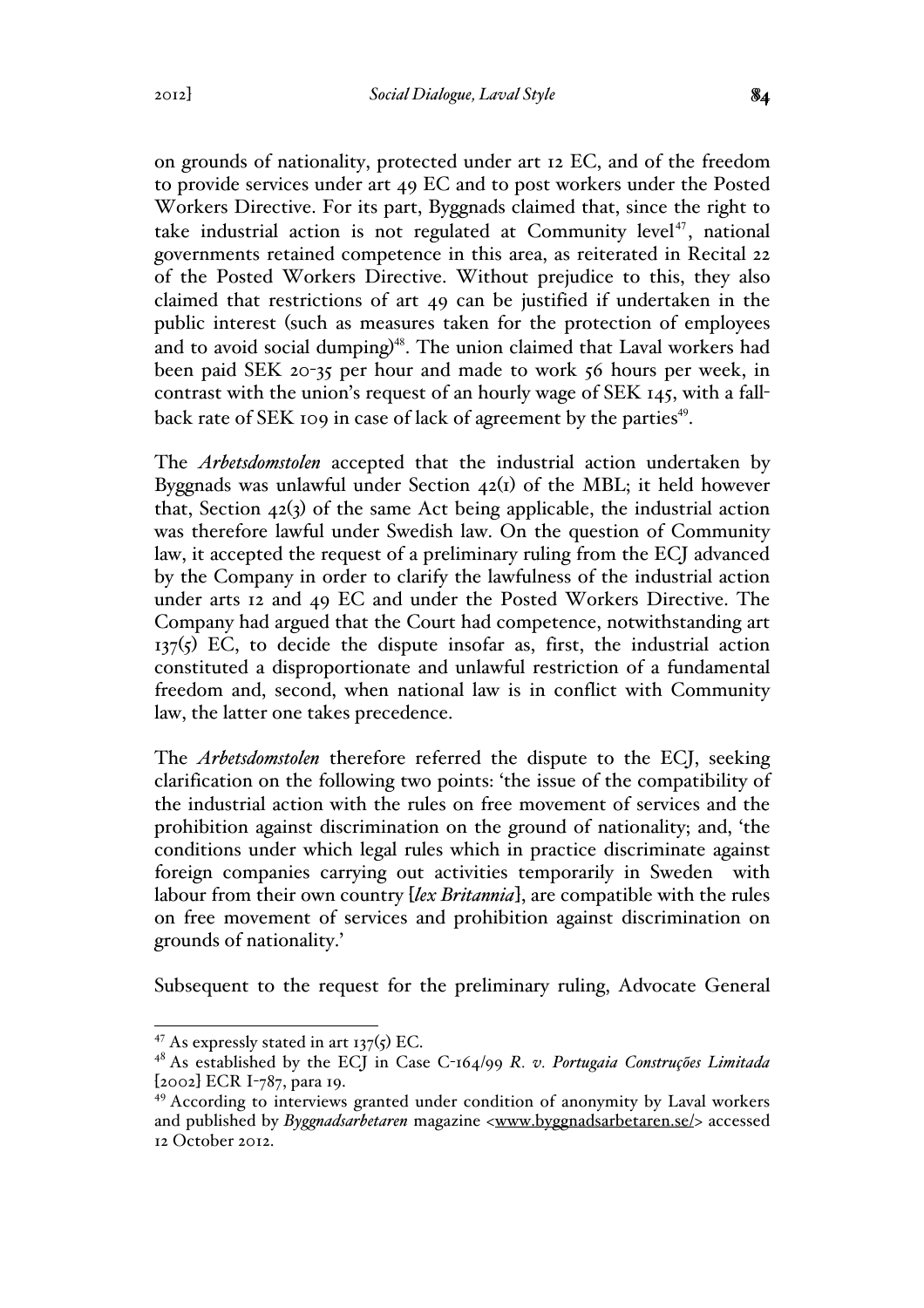on grounds of nationality, protected under art 12 EC, and of the freedom to provide services under art 49 EC and to post workers under the Posted Workers Directive. For its part, Byggnads claimed that, since the right to take industrial action is not regulated at Community level[47], national governments retained competence in this area, as reiterated in Recital 22 of the Posted Workers Directive. Without prejudice to this, they also claimed that restrictions of art 49 can be justified if undertaken in the public interest (such as measures taken for the protection of employees and to avoid social dumping)[48]. The union claimed that Laval workers had been paid SEK 20-35 per hour and made to work 56 hours per week, in contrast with the union's request of an hourly wage of SEK 145, with a fall-back rate of SEK 109 in case of lack of agreement by the parties[49].

The *Arbetsdomstolen* accepted that the industrial action undertaken by Byggnads was unlawful under Section 42(1) of the MBL; it held however that, Section 42(3) of the same Act being applicable, the industrial action was therefore lawful under Swedish law. On the question of Community law, it accepted the request of a preliminary ruling from the ECJ advanced by the Company in order to clarify the lawfulness of the industrial action under arts 12 and 49 EC and under the Posted Workers Directive. The Company had argued that the Court had competence, notwithstanding art 137(5) EC, to decide the dispute insofar as, first, the industrial action constituted a disproportionate and unlawful restriction of a fundamental freedom and, second, when national law is in conflict with Community law, the latter one takes precedence.

The *Arbetsdomstolen* therefore referred the dispute to the ECJ, seeking clarification on the following two points: 'the issue of the compatibility of the industrial action with the rules on free movement of services and the prohibition against discrimination on the ground of nationality; and, 'the conditions under which legal rules which in practice discriminate against foreign companies carrying out activities temporarily in Sweden with labour from their own country [*lex Britannia*], are compatible with the rules on free movement of services and prohibition against discrimination on grounds of nationality.'

Subsequent to the request for the preliminary ruling, Advocate General

---

[47] As expressly stated in art 137(5) EC.

[48] As established by the ECJ in Case C-164/99 *R. v. Portugaia Construções Limitada* [2002] ECR I-787, para 19.

[49] According to interviews granted under condition of anonymity by Laval workers and published by *Byggnadsarbetaren* magazine <www.byggnadsarbetaren.se/> accessed 12 October 2012.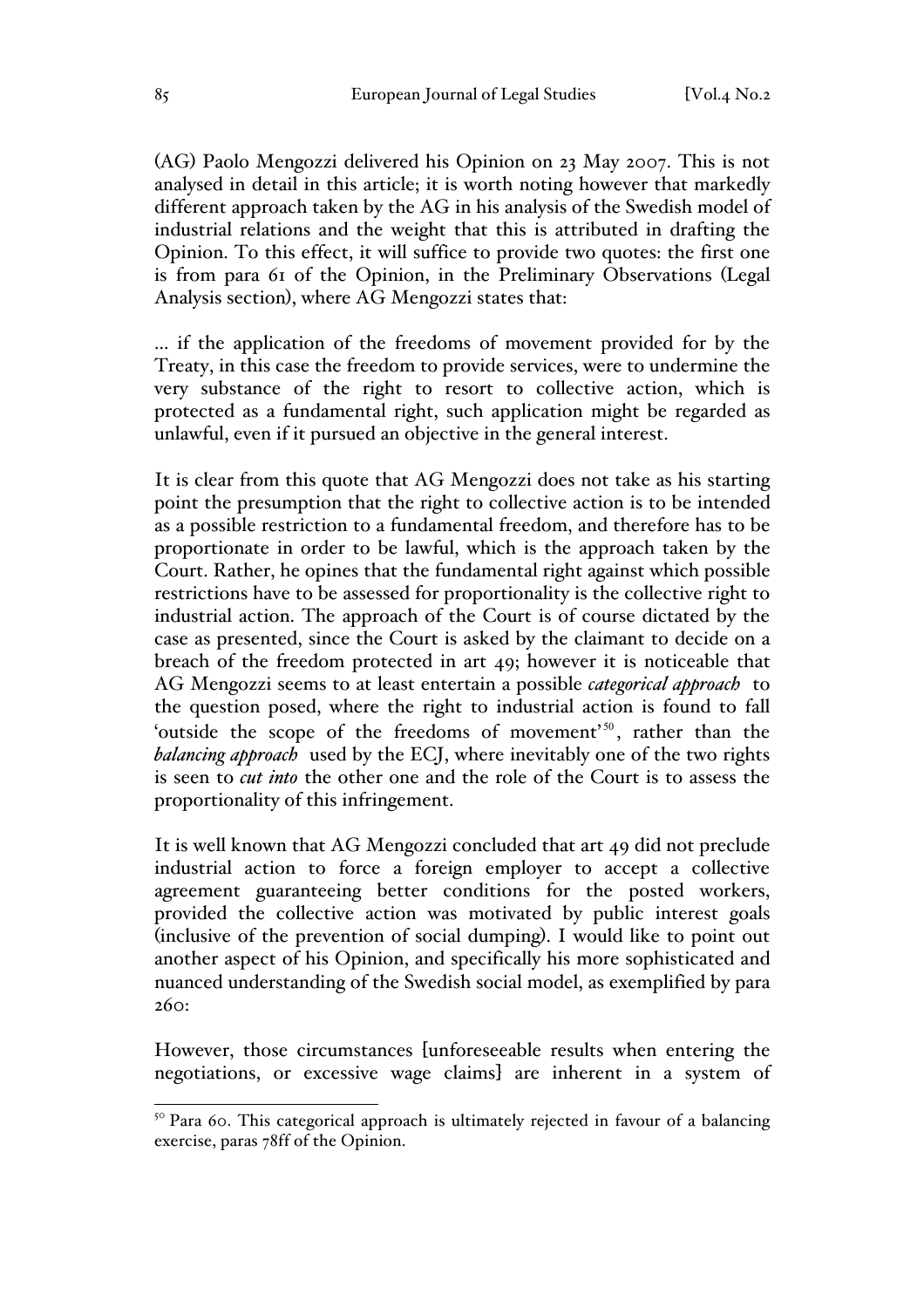(AG) Paolo Mengozzi delivered his Opinion on 23 May 2007. This is not analysed in detail in this article; it is worth noting however that markedly different approach taken by the AG in his analysis of the Swedish model of industrial relations and the weight that this is attributed in drafting the Opinion. To this effect, it will suffice to provide two quotes: the first one is from para 61 of the Opinion, in the Preliminary Observations (Legal Analysis section), where AG Mengozzi states that:

... if the application of the freedoms of movement provided for by the Treaty, in this case the freedom to provide services, were to undermine the very substance of the right to resort to collective action, which is protected as a fundamental right, such application might be regarded as unlawful, even if it pursued an objective in the general interest.

It is clear from this quote that AG Mengozzi does not take as his starting point the presumption that the right to collective action is to be intended as a possible restriction to a fundamental freedom, and therefore has to be proportionate in order to be lawful, which is the approach taken by the Court. Rather, he opines that the fundamental right against which possible restrictions have to be assessed for proportionality is the collective right to industrial action. The approach of the Court is of course dictated by the case as presented, since the Court is asked by the claimant to decide on a breach of the freedom protected in art 49; however it is noticeable that AG Mengozzi seems to at least entertain a possible *categorical approach* to the question posed, where the right to industrial action is found to fall 'outside the scope of the freedoms of movement'[50], rather than the *balancing approach* used by the ECJ, where inevitably one of the two rights is seen to *cut into* the other one and the role of the Court is to assess the proportionality of this infringement.

It is well known that AG Mengozzi concluded that art 49 did not preclude industrial action to force a foreign employer to accept a collective agreement guaranteeing better conditions for the posted workers, provided the collective action was motivated by public interest goals (inclusive of the prevention of social dumping). I would like to point out another aspect of his Opinion, and specifically his more sophisticated and nuanced understanding of the Swedish social model, as exemplified by para 260:

However, those circumstances [unforeseeable results when entering the negotiations, or excessive wage claims] are inherent in a system of

---

[50] Para 60. This categorical approach is ultimately rejected in favour of a balancing exercise, paras 78ff of the Opinion.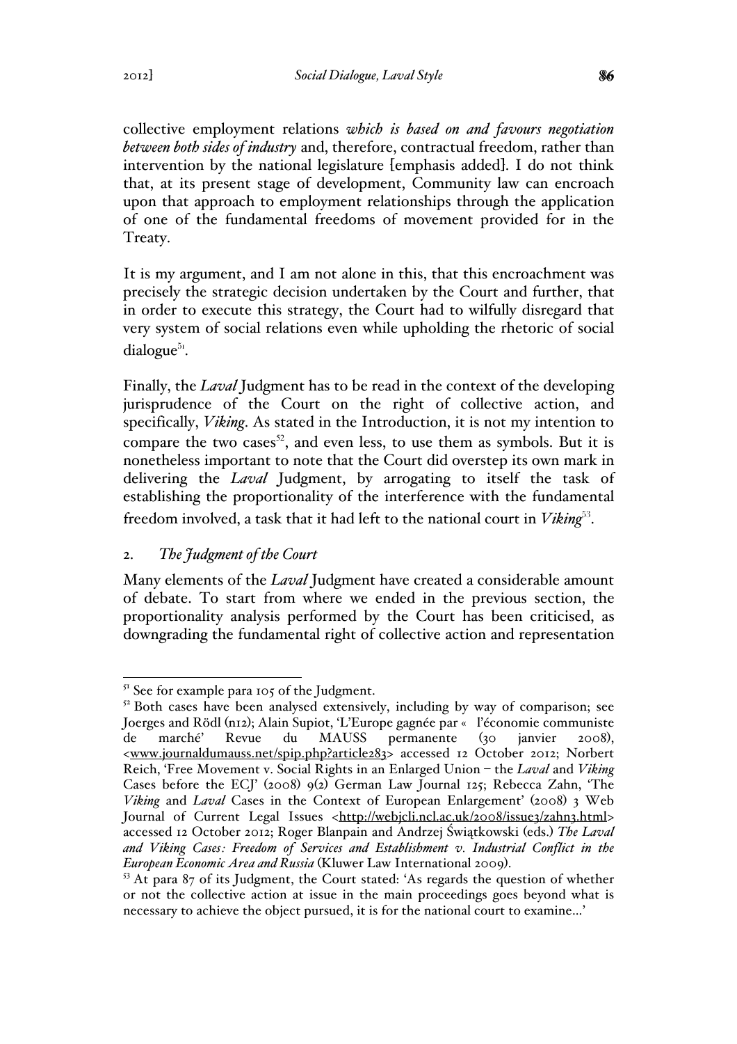collective employment relations *which is based on and favours negotiation between both sides of industry* and, therefore, contractual freedom, rather than intervention by the national legislature [emphasis added]. I do not think that, at its present stage of development, Community law can encroach upon that approach to employment relationships through the application of one of the fundamental freedoms of movement provided for in the Treaty.

It is my argument, and I am not alone in this, that this encroachment was precisely the strategic decision undertaken by the Court and further, that in order to execute this strategy, the Court had to wilfully disregard that very system of social relations even while upholding the rhetoric of social dialogue[51].

Finally, the *Laval* Judgment has to be read in the context of the developing jurisprudence of the Court on the right of collective action, and specifically, *Viking*. As stated in the Introduction, it is not my intention to compare the two cases[52], and even less, to use them as symbols. But it is nonetheless important to note that the Court did overstep its own mark in delivering the *Laval* Judgment, by arrogating to itself the task of establishing the proportionality of the interference with the fundamental freedom involved, a task that it had left to the national court in *Viking*[53].

## 2. *The Judgment of the Court*

Many elements of the *Laval* Judgment have created a considerable amount of debate. To start from where we ended in the previous section, the proportionality analysis performed by the Court has been criticised, as downgrading the fundamental right of collective action and representation

---

[51] See for example para 105 of the Judgment.

[52] Both cases have been analysed extensively, including by way of comparison; see Joerges and Rödl (n12); Alain Supiot, 'L'Europe gagnée par « l'économie communiste de marché' Revue du MAUSS permanente (30 janvier 2008), <www.journaldumauss.net/spip.php?article283> accessed 12 October 2012; Norbert Reich, 'Free Movement v. Social Rights in an Enlarged Union – the *Laval* and *Viking* Cases before the ECJ' (2008) 9(2) German Law Journal 125; Rebecca Zahn, 'The *Viking* and *Laval* Cases in the Context of European Enlargement' (2008) 3 Web Journal of Current Legal Issues <http://webjcli.ncl.ac.uk/2008/issue3/zahn3.html> accessed 12 October 2012; Roger Blanpain and Andrzej Świątkowski (eds.) *The Laval and Viking Cases: Freedom of Services and Establishment v. Industrial Conflict in the European Economic Area and Russia* (Kluwer Law International 2009).

[53] At para 87 of its Judgment, the Court stated: 'As regards the question of whether or not the collective action at issue in the main proceedings goes beyond what is necessary to achieve the object pursued, it is for the national court to examine…'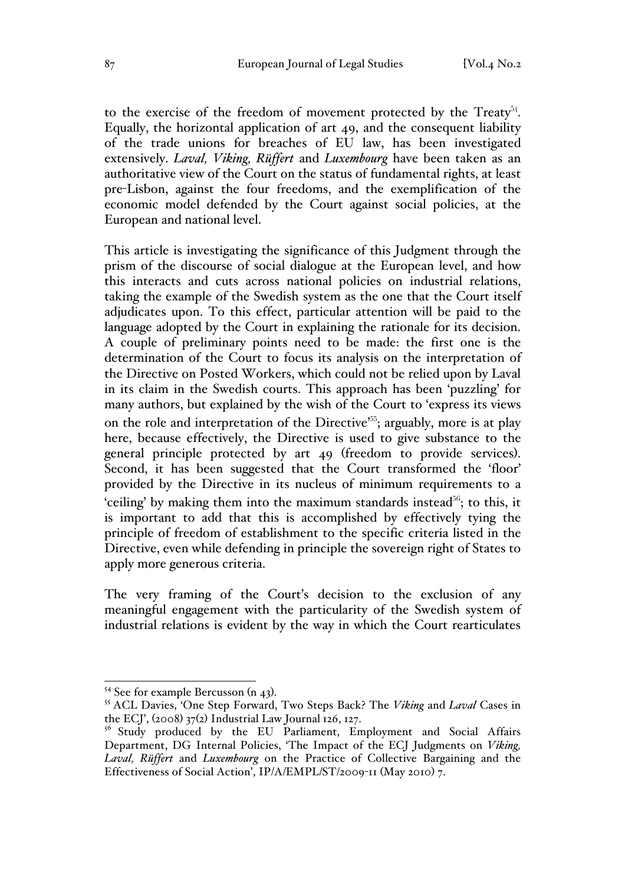to the exercise of the freedom of movement protected by the Treaty[54]. Equally, the horizontal application of art 49, and the consequent liability of the trade unions for breaches of EU law, has been investigated extensively. *Laval, Viking, Rüffert* and *Luxembourg* have been taken as an authoritative view of the Court on the status of fundamental rights, at least pre-Lisbon, against the four freedoms, and the exemplification of the economic model defended by the Court against social policies, at the European and national level.

This article is investigating the significance of this Judgment through the prism of the discourse of social dialogue at the European level, and how this interacts and cuts across national policies on industrial relations, taking the example of the Swedish system as the one that the Court itself adjudicates upon. To this effect, particular attention will be paid to the language adopted by the Court in explaining the rationale for its decision. A couple of preliminary points need to be made: the first one is the determination of the Court to focus its analysis on the interpretation of the Directive on Posted Workers, which could not be relied upon by Laval in its claim in the Swedish courts. This approach has been 'puzzling' for many authors, but explained by the wish of the Court to 'express its views on the role and interpretation of the Directive'[55]; arguably, more is at play here, because effectively, the Directive is used to give substance to the general principle protected by art 49 (freedom to provide services). Second, it has been suggested that the Court transformed the 'floor' provided by the Directive in its nucleus of minimum requirements to a 'ceiling' by making them into the maximum standards instead[56]; to this, it is important to add that this is accomplished by effectively tying the principle of freedom of establishment to the specific criteria listed in the Directive, even while defending in principle the sovereign right of States to apply more generous criteria.

The very framing of the Court's decision to the exclusion of any meaningful engagement with the particularity of the Swedish system of industrial relations is evident by the way in which the Court rearticulates

---

[54] See for example Bercusson (n 43).

[55] ACL Davies, 'One Step Forward, Two Steps Back? The *Viking* and *Laval* Cases in the ECJ', (2008) 37(2) Industrial Law Journal 126, 127.

[56] Study produced by the EU Parliament, Employment and Social Affairs Department, DG Internal Policies, 'The Impact of the ECJ Judgments on *Viking, Laval, Rüffert* and *Luxembourg* on the Practice of Collective Bargaining and the Effectiveness of Social Action', IP/A/EMPL/ST/2009-11 (May 2010) 7.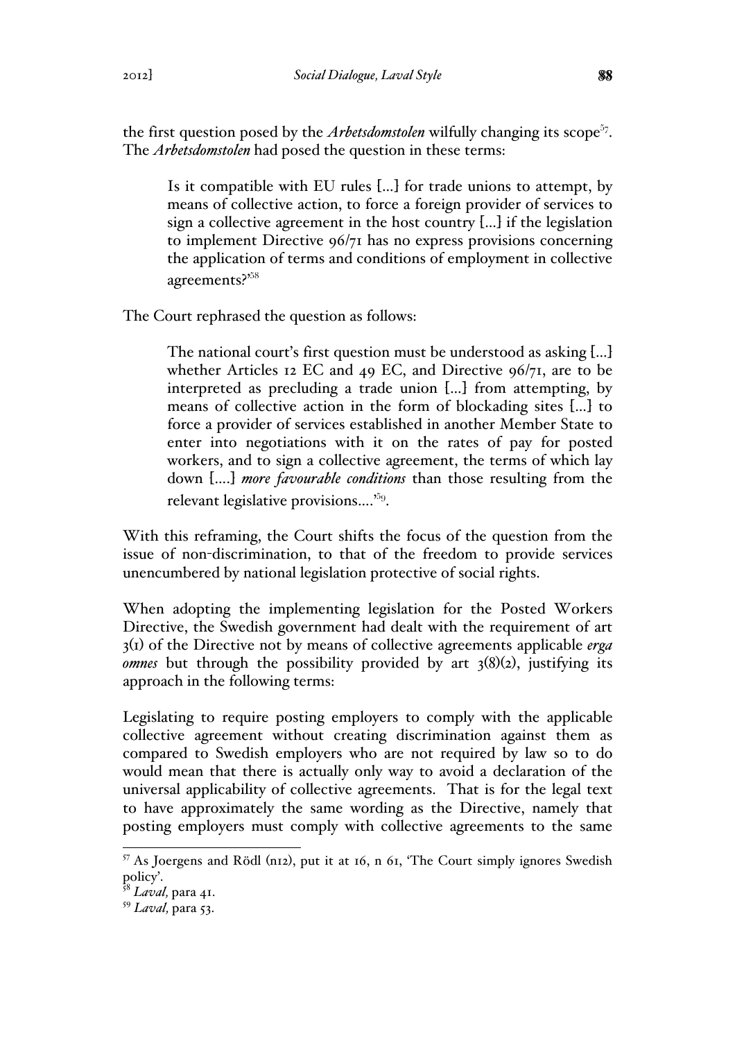the first question posed by the *Arbetsdomstolen* wilfully changing its scope[57]. The *Arbetsdomstolen* had posed the question in these terms:

> Is it compatible with EU rules […] for trade unions to attempt, by means of collective action, to force a foreign provider of services to sign a collective agreement in the host country […] if the legislation to implement Directive 96/71 has no express provisions concerning the application of terms and conditions of employment in collective agreements?'[58]

The Court rephrased the question as follows:

> The national court's first question must be understood as asking […] whether Articles 12 EC and 49 EC, and Directive 96/71, are to be interpreted as precluding a trade union […] from attempting, by means of collective action in the form of blockading sites […] to force a provider of services established in another Member State to enter into negotiations with it on the rates of pay for posted workers, and to sign a collective agreement, the terms of which lay down [….] *more favourable conditions* than those resulting from the relevant legislative provisions….'[59].

With this reframing, the Court shifts the focus of the question from the issue of non-discrimination, to that of the freedom to provide services unencumbered by national legislation protective of social rights.

When adopting the implementing legislation for the Posted Workers Directive, the Swedish government had dealt with the requirement of art 3(1) of the Directive not by means of collective agreements applicable *erga omnes* but through the possibility provided by art 3(8)(2), justifying its approach in the following terms:

Legislating to require posting employers to comply with the applicable collective agreement without creating discrimination against them as compared to Swedish employers who are not required by law so to do would mean that there is actually only way to avoid a declaration of the universal applicability of collective agreements. That is for the legal text to have approximately the same wording as the Directive, namely that posting employers must comply with collective agreements to the same

---

[57] As Joergens and Rödl (n12), put it at 16, n 61, 'The Court simply ignores Swedish policy'.

[58] *Laval,* para 41.

[59] *Laval,* para 53.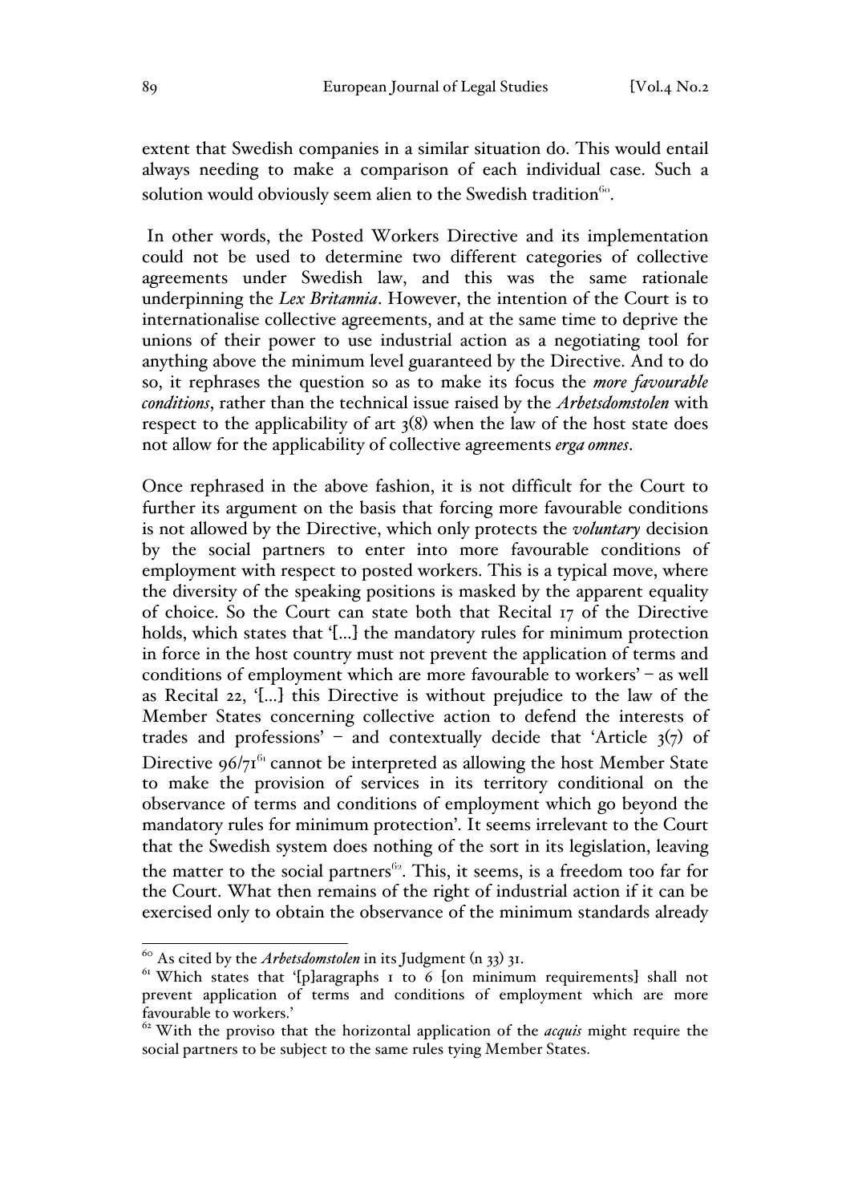extent that Swedish companies in a similar situation do. This would entail always needing to make a comparison of each individual case. Such a solution would obviously seem alien to the Swedish tradition[60].

In other words, the Posted Workers Directive and its implementation could not be used to determine two different categories of collective agreements under Swedish law, and this was the same rationale underpinning the *Lex Britannia*. However, the intention of the Court is to internationalise collective agreements, and at the same time to deprive the unions of their power to use industrial action as a negotiating tool for anything above the minimum level guaranteed by the Directive. And to do so, it rephrases the question so as to make its focus the *more favourable conditions*, rather than the technical issue raised by the *Arbetsdomstolen* with respect to the applicability of art 3(8) when the law of the host state does not allow for the applicability of collective agreements *erga omnes*.

Once rephrased in the above fashion, it is not difficult for the Court to further its argument on the basis that forcing more favourable conditions is not allowed by the Directive, which only protects the *voluntary* decision by the social partners to enter into more favourable conditions of employment with respect to posted workers. This is a typical move, where the diversity of the speaking positions is masked by the apparent equality of choice. So the Court can state both that Recital 17 of the Directive holds, which states that '[...] the mandatory rules for minimum protection in force in the host country must not prevent the application of terms and conditions of employment which are more favourable to workers' – as well as Recital 22, '[...] this Directive is without prejudice to the law of the Member States concerning collective action to defend the interests of trades and professions' – and contextually decide that 'Article 3(7) of Directive 96/71[61] cannot be interpreted as allowing the host Member State to make the provision of services in its territory conditional on the observance of terms and conditions of employment which go beyond the mandatory rules for minimum protection'. It seems irrelevant to the Court that the Swedish system does nothing of the sort in its legislation, leaving the matter to the social partners[62]. This, it seems, is a freedom too far for the Court. What then remains of the right of industrial action if it can be exercised only to obtain the observance of the minimum standards already

---

[60] As cited by the *Arbetsdomstolen* in its Judgment (n 33) 31.

[61] Which states that '[p]aragraphs 1 to 6 [on minimum requirements] shall not prevent application of terms and conditions of employment which are more favourable to workers.'

[62] With the proviso that the horizontal application of the *acquis* might require the social partners to be subject to the same rules tying Member States.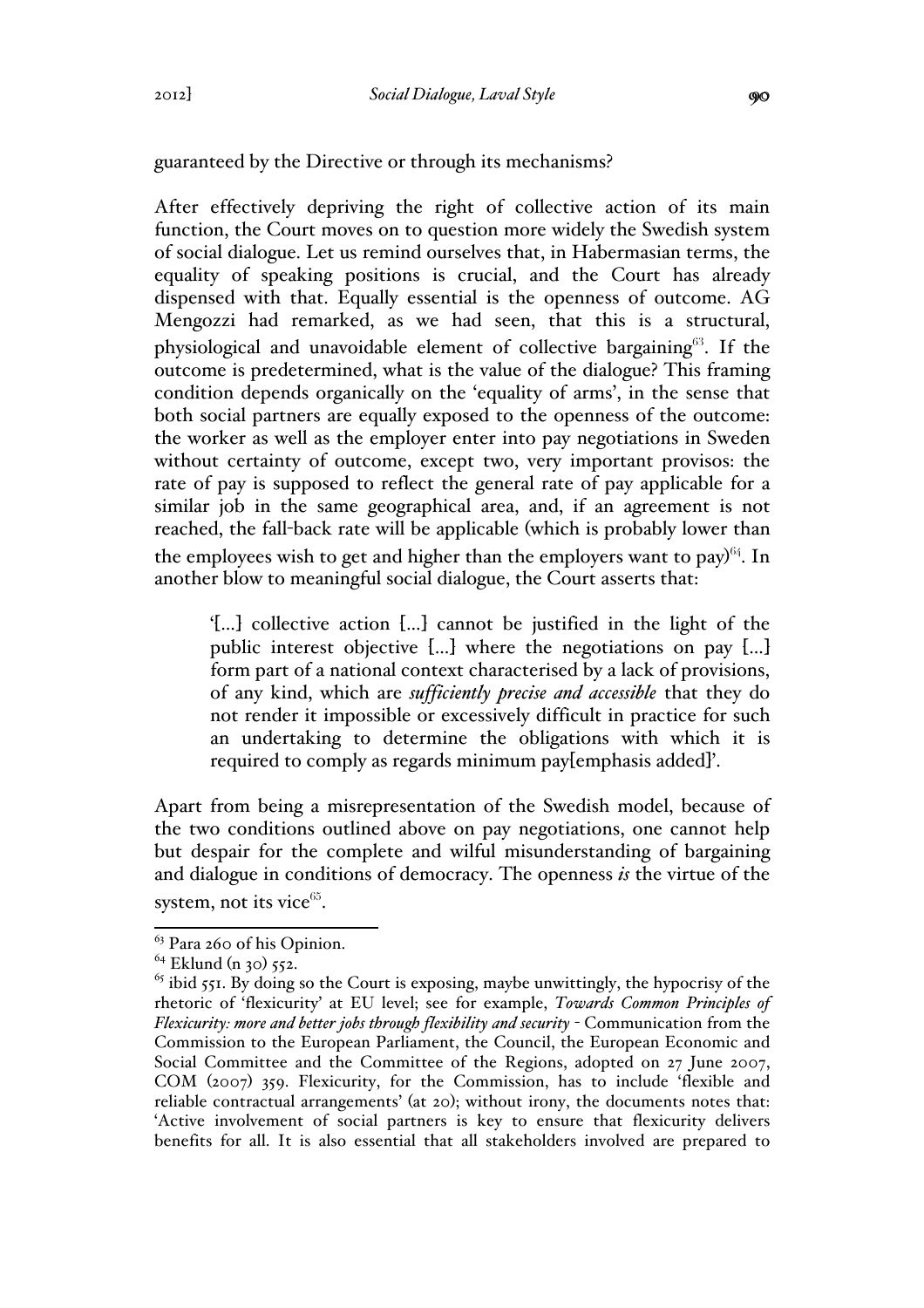guaranteed by the Directive or through its mechanisms?

After effectively depriving the right of collective action of its main function, the Court moves on to question more widely the Swedish system of social dialogue. Let us remind ourselves that, in Habermasian terms, the equality of speaking positions is crucial, and the Court has already dispensed with that. Equally essential is the openness of outcome. AG Mengozzi had remarked, as we had seen, that this is a structural, physiological and unavoidable element of collective bargaining[63]. If the outcome is predetermined, what is the value of the dialogue? This framing condition depends organically on the 'equality of arms', in the sense that both social partners are equally exposed to the openness of the outcome: the worker as well as the employer enter into pay negotiations in Sweden without certainty of outcome, except two, very important provisos: the rate of pay is supposed to reflect the general rate of pay applicable for a similar job in the same geographical area, and, if an agreement is not reached, the fall-back rate will be applicable (which is probably lower than the employees wish to get and higher than the employers want to pay)[64]. In another blow to meaningful social dialogue, the Court asserts that:

> '[...] collective action [...] cannot be justified in the light of the public interest objective [...] where the negotiations on pay [...] form part of a national context characterised by a lack of provisions, of any kind, which are *sufficiently precise and accessible* that they do not render it impossible or excessively difficult in practice for such an undertaking to determine the obligations with which it is required to comply as regards minimum pay[emphasis added]'.

Apart from being a misrepresentation of the Swedish model, because of the two conditions outlined above on pay negotiations, one cannot help but despair for the complete and wilful misunderstanding of bargaining and dialogue in conditions of democracy. The openness *is* the virtue of the system, not its vice[65].

---

[63] Para 260 of his Opinion.

[64] Eklund (n 30) 552.

[65] ibid 551. By doing so the Court is exposing, maybe unwittingly, the hypocrisy of the rhetoric of 'flexicurity' at EU level; see for example, *Towards Common Principles of Flexicurity: more and better jobs through flexibility and security* - Communication from the Commission to the European Parliament, the Council, the European Economic and Social Committee and the Committee of the Regions, adopted on 27 June 2007, COM (2007) 359. Flexicurity, for the Commission, has to include 'flexible and reliable contractual arrangements' (at 20); without irony, the documents notes that: 'Active involvement of social partners is key to ensure that flexicurity delivers benefits for all. It is also essential that all stakeholders involved are prepared to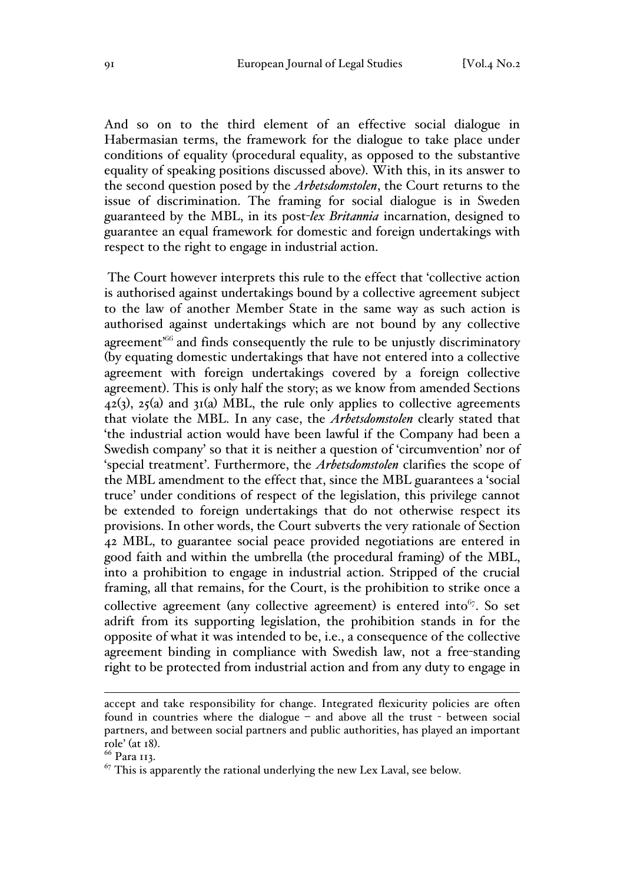And so on to the third element of an effective social dialogue in Habermasian terms, the framework for the dialogue to take place under conditions of equality (procedural equality, as opposed to the substantive equality of speaking positions discussed above). With this, in its answer to the second question posed by the *Arbetsdomstolen*, the Court returns to the issue of discrimination. The framing for social dialogue is in Sweden guaranteed by the MBL, in its post-*lex Britannia* incarnation, designed to guarantee an equal framework for domestic and foreign undertakings with respect to the right to engage in industrial action.

The Court however interprets this rule to the effect that 'collective action is authorised against undertakings bound by a collective agreement subject to the law of another Member State in the same way as such action is authorised against undertakings which are not bound by any collective agreement'[66] and finds consequently the rule to be unjustly discriminatory (by equating domestic undertakings that have not entered into a collective agreement with foreign undertakings covered by a foreign collective agreement). This is only half the story; as we know from amended Sections 42(3), 25(a) and 31(a) MBL, the rule only applies to collective agreements that violate the MBL. In any case, the *Arbetsdomstolen* clearly stated that 'the industrial action would have been lawful if the Company had been a Swedish company' so that it is neither a question of 'circumvention' nor of 'special treatment'. Furthermore, the *Arbetsdomstolen* clarifies the scope of the MBL amendment to the effect that, since the MBL guarantees a 'social truce' under conditions of respect of the legislation, this privilege cannot be extended to foreign undertakings that do not otherwise respect its provisions. In other words, the Court subverts the very rationale of Section 42 MBL, to guarantee social peace provided negotiations are entered in good faith and within the umbrella (the procedural framing) of the MBL, into a prohibition to engage in industrial action. Stripped of the crucial framing, all that remains, for the Court, is the prohibition to strike once a collective agreement (any collective agreement) is entered into[67]. So set adrift from its supporting legislation, the prohibition stands in for the opposite of what it was intended to be, i.e., a consequence of the collective agreement binding in compliance with Swedish law, not a free-standing right to be protected from industrial action and from any duty to engage in

---

accept and take responsibility for change. Integrated flexicurity policies are often found in countries where the dialogue – and above all the trust - between social partners, and between social partners and public authorities, has played an important role' (at 18).

[66] Para 113.

[67] This is apparently the rational underlying the new Lex Laval, see below.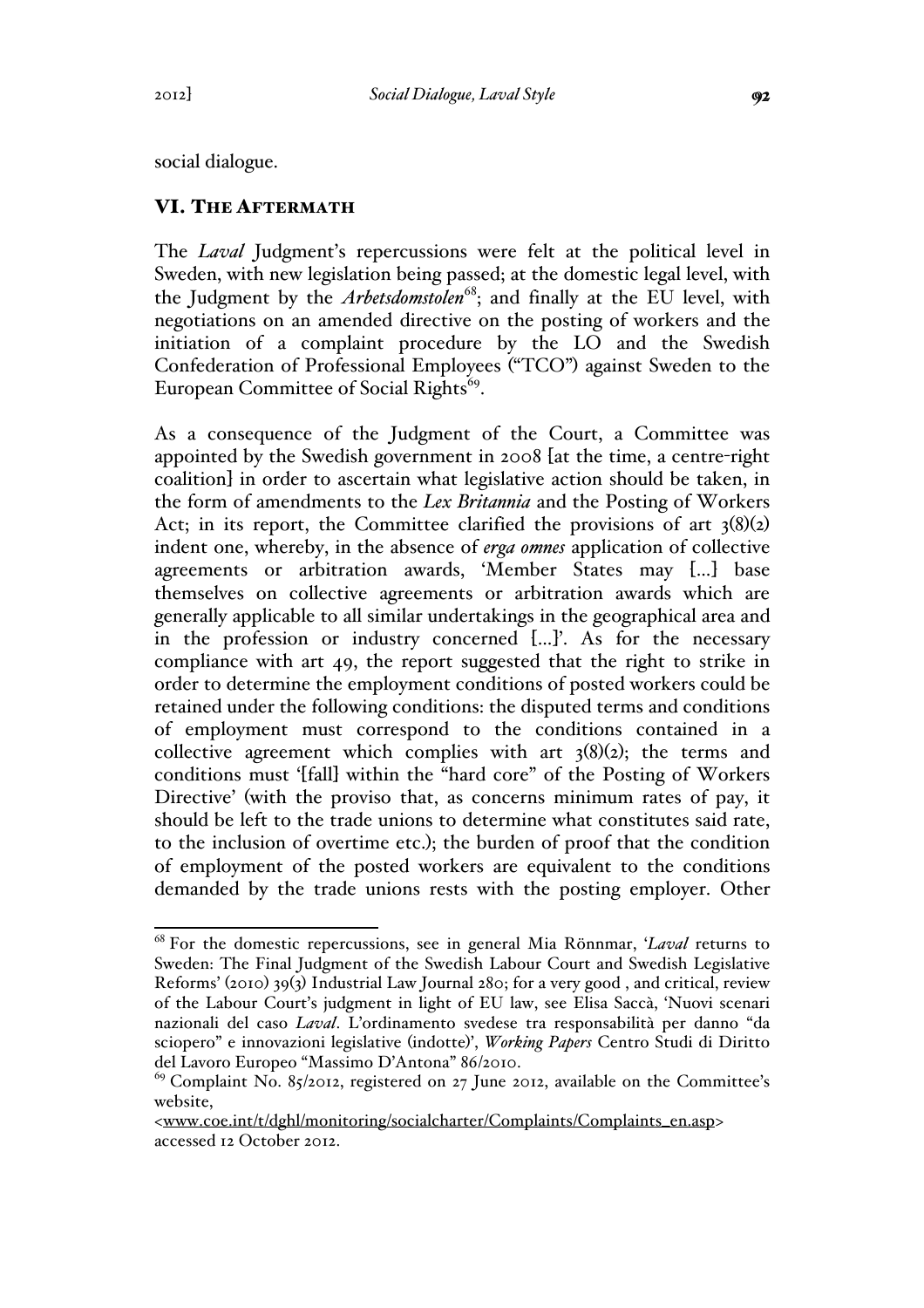social dialogue.

## VI. The Aftermath

The *Laval* Judgment's repercussions were felt at the political level in Sweden, with new legislation being passed; at the domestic legal level, with the Judgment by the *Arbetsdomstolen*[68]; and finally at the EU level, with negotiations on an amended directive on the posting of workers and the initiation of a complaint procedure by the LO and the Swedish Confederation of Professional Employees ("TCO") against Sweden to the European Committee of Social Rights[69].

As a consequence of the Judgment of the Court, a Committee was appointed by the Swedish government in 2008 [at the time, a centre-right coalition] in order to ascertain what legislative action should be taken, in the form of amendments to the *Lex Britannia* and the Posting of Workers Act; in its report, the Committee clarified the provisions of art 3(8)(2) indent one, whereby, in the absence of *erga omnes* application of collective agreements or arbitration awards, 'Member States may [...] base themselves on collective agreements or arbitration awards which are generally applicable to all similar undertakings in the geographical area and in the profession or industry concerned [...]'. As for the necessary compliance with art 49, the report suggested that the right to strike in order to determine the employment conditions of posted workers could be retained under the following conditions: the disputed terms and conditions of employment must correspond to the conditions contained in a collective agreement which complies with art 3(8)(2); the terms and conditions must '[fall] within the "hard core" of the Posting of Workers Directive' (with the proviso that, as concerns minimum rates of pay, it should be left to the trade unions to determine what constitutes said rate, to the inclusion of overtime etc.); the burden of proof that the condition of employment of the posted workers are equivalent to the conditions demanded by the trade unions rests with the posting employer. Other

---

[68] For the domestic repercussions, see in general Mia Rönnmar, '*Laval* returns to Sweden: The Final Judgment of the Swedish Labour Court and Swedish Legislative Reforms' (2010) 39(3) Industrial Law Journal 280; for a very good , and critical, review of the Labour Court's judgment in light of EU law, see Elisa Saccà, 'Nuovi scenari nazionali del caso *Laval*. L'ordinamento svedese tra responsabilità per danno "da sciopero" e innovazioni legislative (indotte)', *Working Papers* Centro Studi di Diritto del Lavoro Europeo "Massimo D'Antona" 86/2010.

[69] Complaint No. 85/2012, registered on 27 June 2012, available on the Committee's website, <www.coe.int/t/dghl/monitoring/socialcharter/Complaints/Complaints_en.asp> accessed 12 October 2012.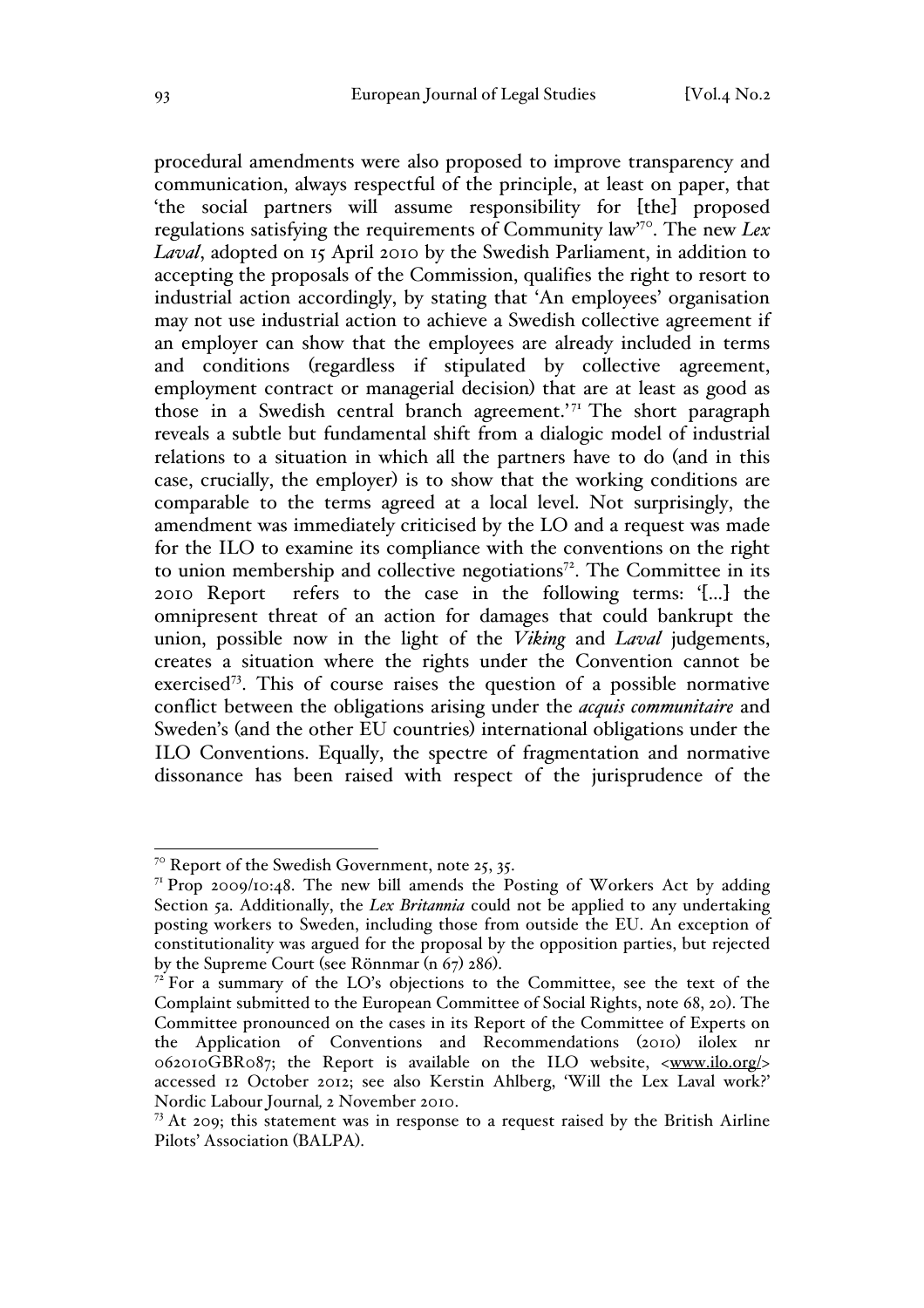procedural amendments were also proposed to improve transparency and communication, always respectful of the principle, at least on paper, that 'the social partners will assume responsibility for [the] proposed regulations satisfying the requirements of Community law'[70]. The new *Lex Laval*, adopted on 15 April 2010 by the Swedish Parliament, in addition to accepting the proposals of the Commission, qualifies the right to resort to industrial action accordingly, by stating that 'An employees' organisation may not use industrial action to achieve a Swedish collective agreement if an employer can show that the employees are already included in terms and conditions (regardless if stipulated by collective agreement, employment contract or managerial decision) that are at least as good as those in a Swedish central branch agreement.'[71] The short paragraph reveals a subtle but fundamental shift from a dialogic model of industrial relations to a situation in which all the partners have to do (and in this case, crucially, the employer) is to show that the working conditions are comparable to the terms agreed at a local level. Not surprisingly, the amendment was immediately criticised by the LO and a request was made for the ILO to examine its compliance with the conventions on the right to union membership and collective negotiations[72]. The Committee in its 2010 Report refers to the case in the following terms: '[…] the omnipresent threat of an action for damages that could bankrupt the union, possible now in the light of the *Viking* and *Laval* judgements, creates a situation where the rights under the Convention cannot be exercised[73]. This of course raises the question of a possible normative conflict between the obligations arising under the *acquis communitaire* and Sweden's (and the other EU countries) international obligations under the ILO Conventions. Equally, the spectre of fragmentation and normative dissonance has been raised with respect of the jurisprudence of the

---

[70] Report of the Swedish Government, note 25, 35.

[71] Prop 2009/10:48. The new bill amends the Posting of Workers Act by adding Section 5a. Additionally, the *Lex Britannia* could not be applied to any undertaking posting workers to Sweden, including those from outside the EU. An exception of constitutionality was argued for the proposal by the opposition parties, but rejected by the Supreme Court (see Rönnmar (n 67) 286).

[72] For a summary of the LO's objections to the Committee, see the text of the Complaint submitted to the European Committee of Social Rights, note 68, 20). The Committee pronounced on the cases in its Report of the Committee of Experts on the Application of Conventions and Recommendations (2010) ilolex nr 062010GBR087; the Report is available on the ILO website, <www.ilo.org/> accessed 12 October 2012; see also Kerstin Ahlberg, 'Will the Lex Laval work?' Nordic Labour Journal*,* 2 November 2010.

[73] At 209; this statement was in response to a request raised by the British Airline Pilots' Association (BALPA).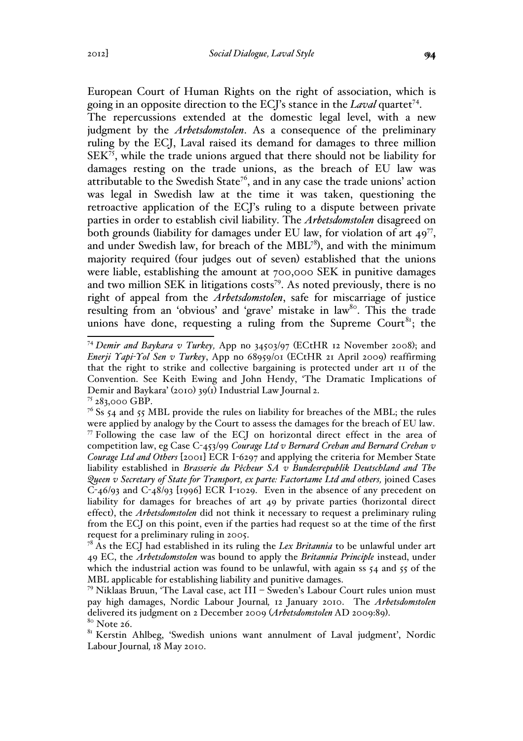European Court of Human Rights on the right of association, which is going in an opposite direction to the ECJ's stance in the *Laval* quartet[74].

The repercussions extended at the domestic legal level, with a new judgment by the *Arbetsdomstolen*. As a consequence of the preliminary ruling by the ECJ, Laval raised its demand for damages to three million SEK[75], while the trade unions argued that there should not be liability for damages resting on the trade unions, as the breach of EU law was attributable to the Swedish State[76], and in any case the trade unions' action was legal in Swedish law at the time it was taken, questioning the retroactive application of the ECJ's ruling to a dispute between private parties in order to establish civil liability. The *Arbetsdomstolen* disagreed on both grounds (liability for damages under EU law, for violation of art 49[77], and under Swedish law, for breach of the MBL[78]), and with the minimum majority required (four judges out of seven) established that the unions were liable, establishing the amount at 700,000 SEK in punitive damages and two million SEK in litigations costs[79]. As noted previously, there is no right of appeal from the *Arbetsdomstolen*, safe for miscarriage of justice resulting from an 'obvious' and 'grave' mistake in law[80]. This the trade unions have done, requesting a ruling from the Supreme Court[81]; the

---

[74] *Demir and Baykara v Turkey,* App no 34503/97 (ECtHR 12 November 2008); and *Enerji Yapi-Yol Sen v Turkey*, App no 68959/01 (ECtHR 21 April 2009) reaffirming that the right to strike and collective bargaining is protected under art 11 of the Convention. See Keith Ewing and John Hendy, 'The Dramatic Implications of Demir and Baykara' (2010) 39(1) Industrial Law Journal 2.

[75] 283,000 GBP.

[76] Ss 54 and 55 MBL provide the rules on liability for breaches of the MBL; the rules were applied by analogy by the Court to assess the damages for the breach of EU law.

[77] Following the case law of the ECJ on horizontal direct effect in the area of competition law, eg Case C-453/99 *Courage Ltd v Bernard Crehan and Bernard Crehan v Courage Ltd and Others* [2001] ECR I-6297 and applying the criteria for Member State liability established in *Brasserie du Pêcheur SA v Bundesrepublik Deutschland and The Queen v Secretary of State for Transport, ex parte: Factortame Ltd and others,* joined Cases C-46/93 and C-48/93 [1996] ECR I-1029. Even in the absence of any precedent on liability for damages for breaches of art 49 by private parties (horizontal direct effect), the *Arbetsdomstolen* did not think it necessary to request a preliminary ruling from the ECJ on this point, even if the parties had request so at the time of the first request for a preliminary ruling in 2005.

[78] As the ECJ had established in its ruling the *Lex Britannia* to be unlawful under art 49 EC, the *Arbetsdomstolen* was bound to apply the *Britannia Principle* instead, under which the industrial action was found to be unlawful, with again ss 54 and 55 of the MBL applicable for establishing liability and punitive damages.

[79] Niklaas Bruun, 'The Laval case, act III – Sweden's Labour Court rules union must pay high damages, Nordic Labour Journal*,* 12 January 2010. The *Arbetsdomstolen* delivered its judgment on 2 December 2009 (*Arbetsdomstolen* AD 2009:89).

[80] Note 26.

[81] Kerstin Ahlbeg, 'Swedish unions want annulment of Laval judgment', Nordic Labour Journal*,* 18 May 2010.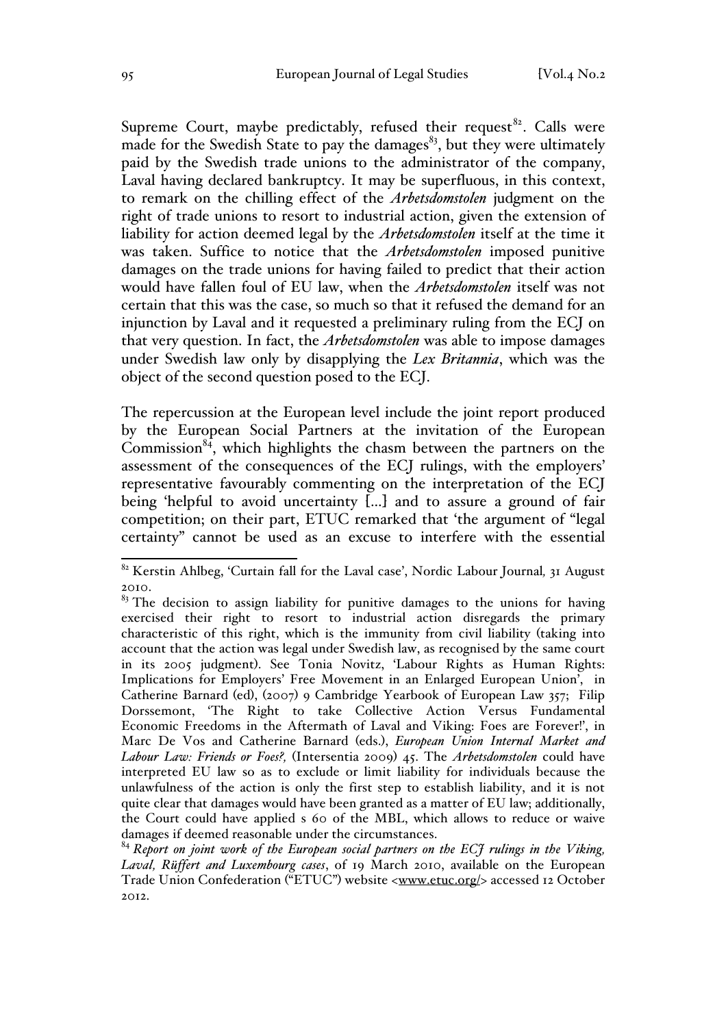Supreme Court, maybe predictably, refused their request[82]. Calls were made for the Swedish State to pay the damages[83], but they were ultimately paid by the Swedish trade unions to the administrator of the company, Laval having declared bankruptcy. It may be superfluous, in this context, to remark on the chilling effect of the *Arbetsdomstolen* judgment on the right of trade unions to resort to industrial action, given the extension of liability for action deemed legal by the *Arbetsdomstolen* itself at the time it was taken. Suffice to notice that the *Arbetsdomstolen* imposed punitive damages on the trade unions for having failed to predict that their action would have fallen foul of EU law, when the *Arbetsdomstolen* itself was not certain that this was the case, so much so that it refused the demand for an injunction by Laval and it requested a preliminary ruling from the ECJ on that very question. In fact, the *Arbetsdomstolen* was able to impose damages under Swedish law only by disapplying the *Lex Britannia*, which was the object of the second question posed to the ECJ.

The repercussion at the European level include the joint report produced by the European Social Partners at the invitation of the European Commission[84], which highlights the chasm between the partners on the assessment of the consequences of the ECJ rulings, with the employers' representative favourably commenting on the interpretation of the ECJ being 'helpful to avoid uncertainty [...] and to assure a ground of fair competition; on their part, ETUC remarked that 'the argument of "legal certainty" cannot be used as an excuse to interfere with the essential

---

[82] Kerstin Ahlbeg, 'Curtain fall for the Laval case', Nordic Labour Journal*,* 31 August 2010.

[83] The decision to assign liability for punitive damages to the unions for having exercised their right to resort to industrial action disregards the primary characteristic of this right, which is the immunity from civil liability (taking into account that the action was legal under Swedish law, as recognised by the same court in its 2005 judgment). See Tonia Novitz, 'Labour Rights as Human Rights: Implications for Employers' Free Movement in an Enlarged European Union', in Catherine Barnard (ed), (2007) 9 Cambridge Yearbook of European Law 357; Filip Dorssemont, 'The Right to take Collective Action Versus Fundamental Economic Freedoms in the Aftermath of Laval and Viking: Foes are Forever!', in Marc De Vos and Catherine Barnard (eds.), *European Union Internal Market and Labour Law: Friends or Foes?,* (Intersentia 2009) 45. The *Arbetsdomstolen* could have interpreted EU law so as to exclude or limit liability for individuals because the unlawfulness of the action is only the first step to establish liability, and it is not quite clear that damages would have been granted as a matter of EU law; additionally, the Court could have applied s 60 of the MBL, which allows to reduce or waive damages if deemed reasonable under the circumstances.

[84] *Report on joint work of the European social partners on the ECJ rulings in the Viking, Laval, Rüffert and Luxembourg cases*, of 19 March 2010, available on the European Trade Union Confederation ("ETUC") website <www.etuc.org/> accessed 12 October 2012.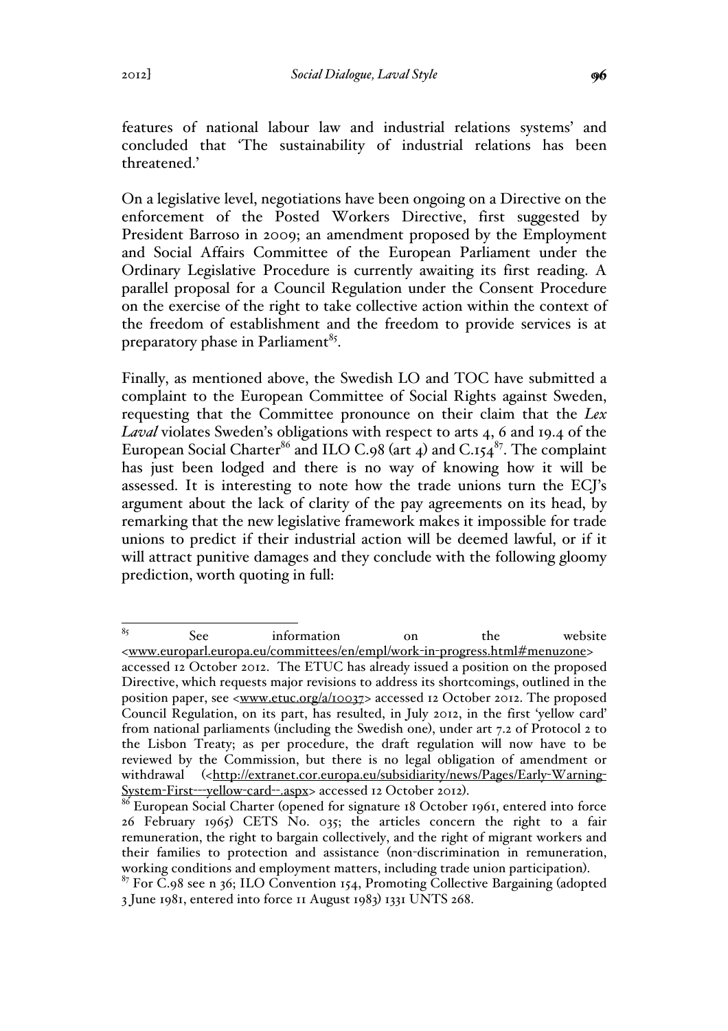features of national labour law and industrial relations systems' and concluded that 'The sustainability of industrial relations has been threatened.'

On a legislative level, negotiations have been ongoing on a Directive on the enforcement of the Posted Workers Directive, first suggested by President Barroso in 2009; an amendment proposed by the Employment and Social Affairs Committee of the European Parliament under the Ordinary Legislative Procedure is currently awaiting its first reading. A parallel proposal for a Council Regulation under the Consent Procedure on the exercise of the right to take collective action within the context of the freedom of establishment and the freedom to provide services is at preparatory phase in Parliament[85].

Finally, as mentioned above, the Swedish LO and TOC have submitted a complaint to the European Committee of Social Rights against Sweden, requesting that the Committee pronounce on their claim that the *Lex Laval* violates Sweden's obligations with respect to arts 4, 6 and 19.4 of the European Social Charter[86] and ILO C.98 (art 4) and C.154[87]. The complaint has just been lodged and there is no way of knowing how it will be assessed. It is interesting to note how the trade unions turn the ECJ's argument about the lack of clarity of the pay agreements on its head, by remarking that the new legislative framework makes it impossible for trade unions to predict if their industrial action will be deemed lawful, or if it will attract punitive damages and they conclude with the following gloomy prediction, worth quoting in full:

---

[85] See information on the website <www.europarl.europa.eu/committees/en/empl/work-in-progress.html#menuzone> accessed 12 October 2012. The ETUC has already issued a position on the proposed Directive, which requests major revisions to address its shortcomings, outlined in the position paper, see <www.etuc.org/a/10037> accessed 12 October 2012. The proposed Council Regulation, on its part, has resulted, in July 2012, in the first 'yellow card' from national parliaments (including the Swedish one), under art 7.2 of Protocol 2 to the Lisbon Treaty; as per procedure, the draft regulation will now have to be reviewed by the Commission, but there is no legal obligation of amendment or withdrawal (<http://extranet.cor.europa.eu/subsidiarity/news/Pages/Early-Warning-System-First---yellow-card--.aspx> accessed 12 October 2012).

[86] European Social Charter (opened for signature 18 October 1961, entered into force 26 February 1965) CETS No. 035; the articles concern the right to a fair remuneration, the right to bargain collectively, and the right of migrant workers and their families to protection and assistance (non-discrimination in remuneration, working conditions and employment matters, including trade union participation).

[87] For C.98 see n 36; ILO Convention 154, Promoting Collective Bargaining (adopted 3 June 1981, entered into force 11 August 1983) 1331 UNTS 268.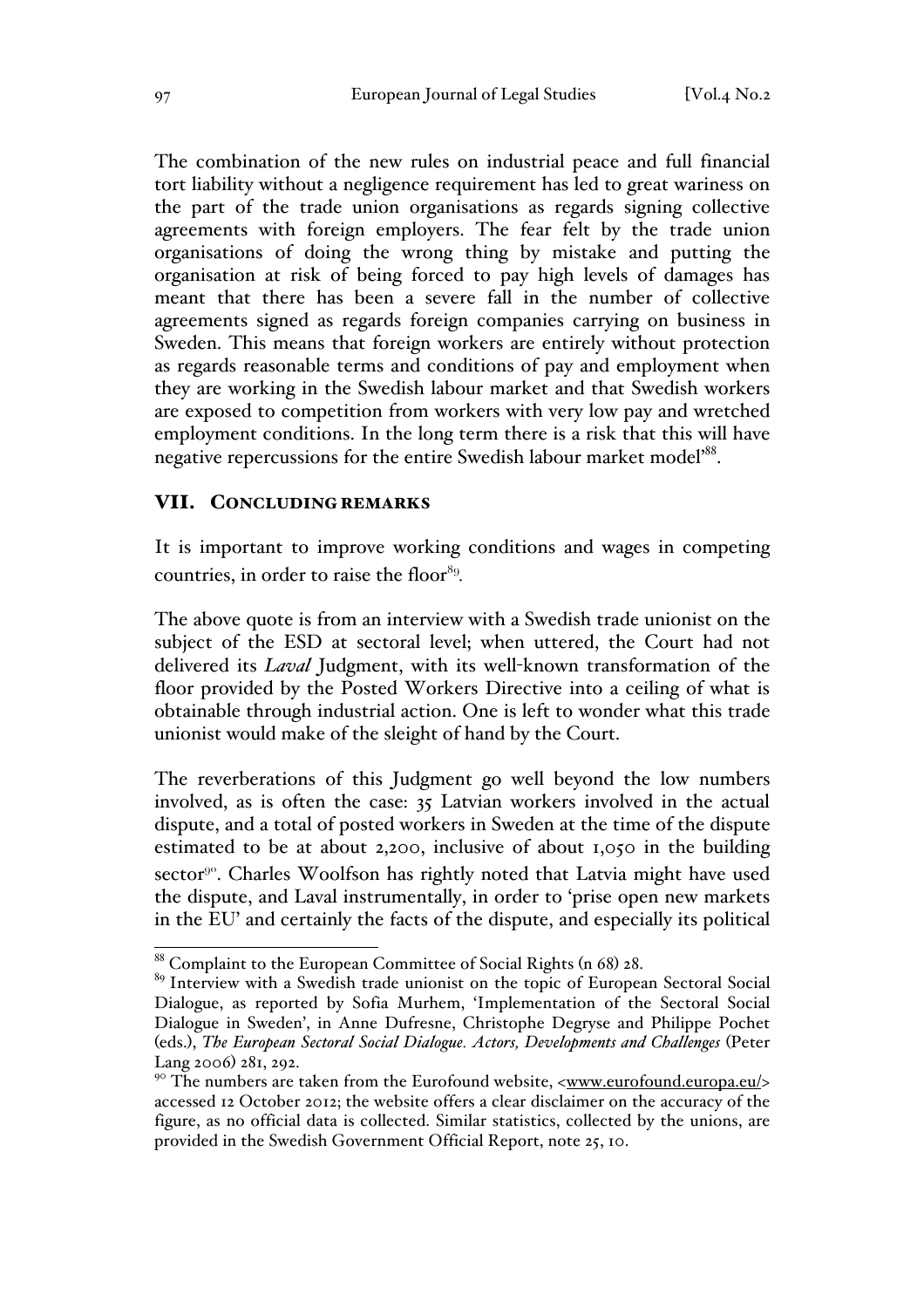The combination of the new rules on industrial peace and full financial tort liability without a negligence requirement has led to great wariness on the part of the trade union organisations as regards signing collective agreements with foreign employers. The fear felt by the trade union organisations of doing the wrong thing by mistake and putting the organisation at risk of being forced to pay high levels of damages has meant that there has been a severe fall in the number of collective agreements signed as regards foreign companies carrying on business in Sweden. This means that foreign workers are entirely without protection as regards reasonable terms and conditions of pay and employment when they are working in the Swedish labour market and that Swedish workers are exposed to competition from workers with very low pay and wretched employment conditions. In the long term there is a risk that this will have negative repercussions for the entire Swedish labour market model'[88].

## VII. Concluding remarks

It is important to improve working conditions and wages in competing countries, in order to raise the floor[89].

The above quote is from an interview with a Swedish trade unionist on the subject of the ESD at sectoral level; when uttered, the Court had not delivered its *Laval* Judgment, with its well-known transformation of the floor provided by the Posted Workers Directive into a ceiling of what is obtainable through industrial action. One is left to wonder what this trade unionist would make of the sleight of hand by the Court.

The reverberations of this Judgment go well beyond the low numbers involved, as is often the case: 35 Latvian workers involved in the actual dispute, and a total of posted workers in Sweden at the time of the dispute estimated to be at about 2,200, inclusive of about 1,050 in the building sector[90]. Charles Woolfson has rightly noted that Latvia might have used the dispute, and Laval instrumentally, in order to 'prise open new markets in the EU' and certainly the facts of the dispute, and especially its political

---

[88] Complaint to the European Committee of Social Rights (n 68) 28.

[89] Interview with a Swedish trade unionist on the topic of European Sectoral Social Dialogue, as reported by Sofia Murhem, 'Implementation of the Sectoral Social Dialogue in Sweden', in Anne Dufresne, Christophe Degryse and Philippe Pochet (eds.), *The European Sectoral Social Dialogue. Actors, Developments and Challenges* (Peter Lang 2006) 281, 292.

[90] The numbers are taken from the Eurofound website, <www.eurofound.europa.eu/> accessed 12 October 2012; the website offers a clear disclaimer on the accuracy of the figure, as no official data is collected. Similar statistics, collected by the unions, are provided in the Swedish Government Official Report, note 25, 10.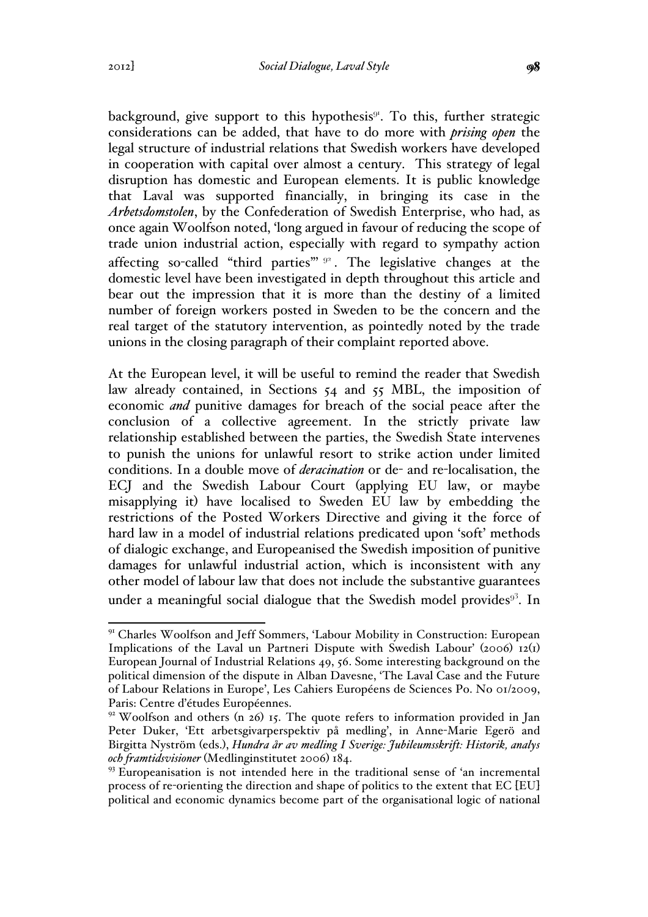background, give support to this hypothesis[91]. To this, further strategic considerations can be added, that have to do more with *prising open* the legal structure of industrial relations that Swedish workers have developed in cooperation with capital over almost a century. This strategy of legal disruption has domestic and European elements. It is public knowledge that Laval was supported financially, in bringing its case in the *Arbetsdomstolen*, by the Confederation of Swedish Enterprise, who had, as once again Woolfson noted, 'long argued in favour of reducing the scope of trade union industrial action, especially with regard to sympathy action affecting so-called "third parties"'[92]. The legislative changes at the domestic level have been investigated in depth throughout this article and bear out the impression that it is more than the destiny of a limited number of foreign workers posted in Sweden to be the concern and the real target of the statutory intervention, as pointedly noted by the trade unions in the closing paragraph of their complaint reported above.

At the European level, it will be useful to remind the reader that Swedish law already contained, in Sections 54 and 55 MBL, the imposition of economic *and* punitive damages for breach of the social peace after the conclusion of a collective agreement. In the strictly private law relationship established between the parties, the Swedish State intervenes to punish the unions for unlawful resort to strike action under limited conditions. In a double move of *deracination* or de- and re-localisation, the ECJ and the Swedish Labour Court (applying EU law, or maybe misapplying it) have localised to Sweden EU law by embedding the restrictions of the Posted Workers Directive and giving it the force of hard law in a model of industrial relations predicated upon 'soft' methods of dialogic exchange, and Europeanised the Swedish imposition of punitive damages for unlawful industrial action, which is inconsistent with any other model of labour law that does not include the substantive guarantees under a meaningful social dialogue that the Swedish model provides[93]. In

---

[91] Charles Woolfson and Jeff Sommers, 'Labour Mobility in Construction: European Implications of the Laval un Partneri Dispute with Swedish Labour' (2006) 12(1) European Journal of Industrial Relations 49, 56. Some interesting background on the political dimension of the dispute in Alban Davesne, 'The Laval Case and the Future of Labour Relations in Europe', Les Cahiers Européens de Sciences Po. No 01/2009, Paris: Centre d'études Européennes.

[92] Woolfson and others (n 26) 15. The quote refers to information provided in Jan Peter Duker, 'Ett arbetsgivarperspektiv på medling', in Anne-Marie Egerö and Birgitta Nyström (eds.), *Hundra år av medling I Sverige: Jubileumsskrift: Historik, analys och framtidsvisioner* (Medlinginstitutet 2006) 184.

[93] Europeanisation is not intended here in the traditional sense of 'an incremental process of re-orienting the direction and shape of politics to the extent that EC [EU] political and economic dynamics become part of the organisational logic of national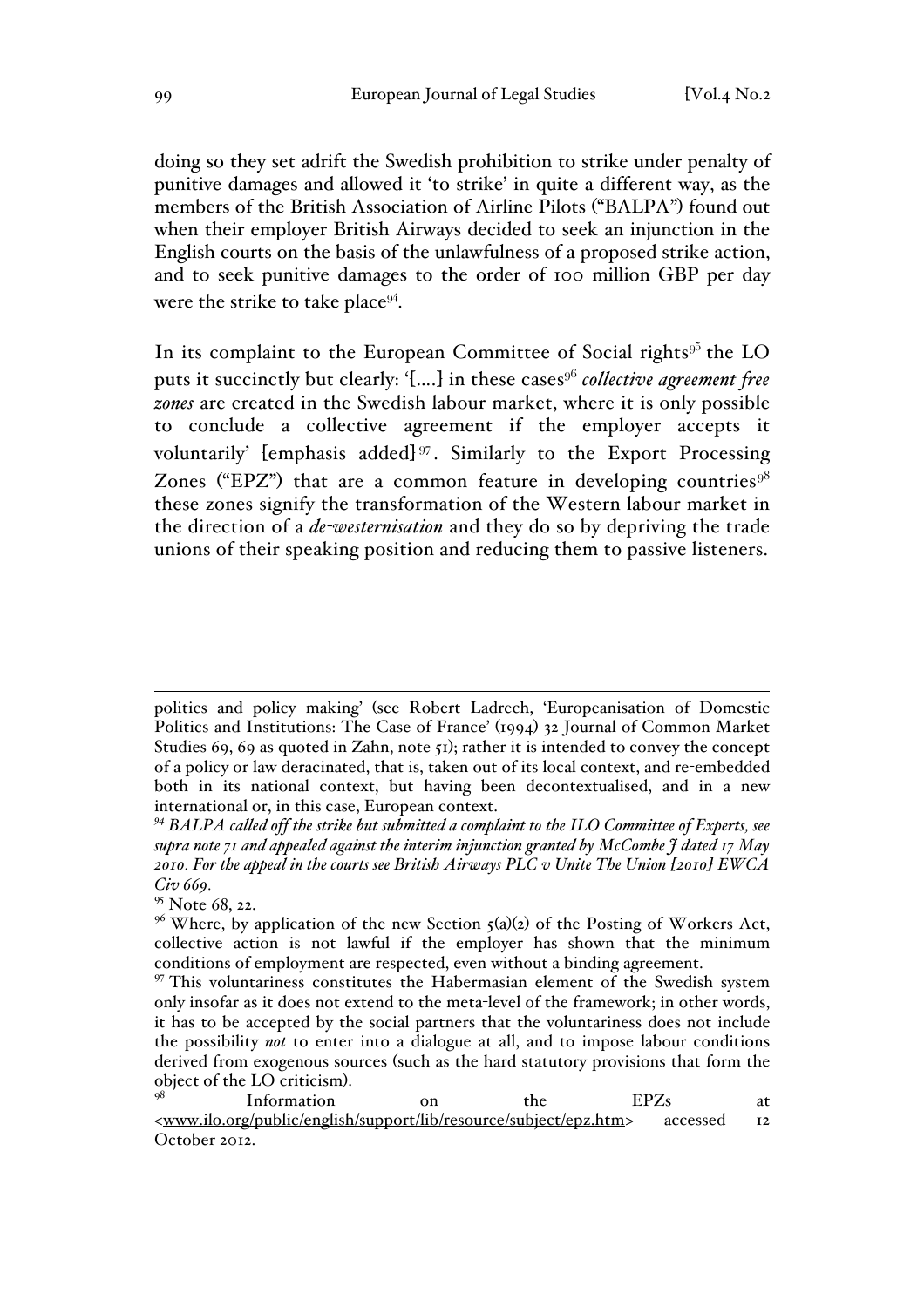doing so they set adrift the Swedish prohibition to strike under penalty of punitive damages and allowed it 'to strike' in quite a different way, as the members of the British Association of Airline Pilots ("BALPA") found out when their employer British Airways decided to seek an injunction in the English courts on the basis of the unlawfulness of a proposed strike action, and to seek punitive damages to the order of 100 million GBP per day were the strike to take place[94].

In its complaint to the European Committee of Social rights[95] the LO puts it succinctly but clearly: '[....] in these cases[96] *collective agreement free zones* are created in the Swedish labour market, where it is only possible to conclude a collective agreement if the employer accepts it voluntarily' [emphasis added][97]. Similarly to the Export Processing Zones ("EPZ") that are a common feature in developing countries[98] these zones signify the transformation of the Western labour market in the direction of a *de-westernisation* and they do so by depriving the trade unions of their speaking position and reducing them to passive listeners.

---

politics and policy making' (see Robert Ladrech, 'Europeanisation of Domestic Politics and Institutions: The Case of France' (1994) 32 Journal of Common Market Studies 69, 69 as quoted in Zahn, note 51); rather it is intended to convey the concept of a policy or law deracinated, that is, taken out of its local context, and re-embedded both in its national context, but having been decontextualised, and in a new international or, in this case, European context.

[94] *BALPA called off the strike but submitted a complaint to the ILO Committee of Experts, see supra note 71 and appealed against the interim injunction granted by McCombe J dated 17 May 2010. For the appeal in the courts see British Airways PLC v Unite The Union [2010] EWCA Civ 669.*

[95] Note 68, 22.

[96] Where, by application of the new Section 5(a)(2) of the Posting of Workers Act, collective action is not lawful if the employer has shown that the minimum conditions of employment are respected, even without a binding agreement.

[97] This voluntariness constitutes the Habermasian element of the Swedish system only insofar as it does not extend to the meta-level of the framework; in other words, it has to be accepted by the social partners that the voluntariness does not include the possibility *not* to enter into a dialogue at all, and to impose labour conditions derived from exogenous sources (such as the hard statutory provisions that form the object of the LO criticism).

[98] Information on the EPZs at <www.ilo.org/public/english/support/lib/resource/subject/epz.htm> accessed 12 October 2012.